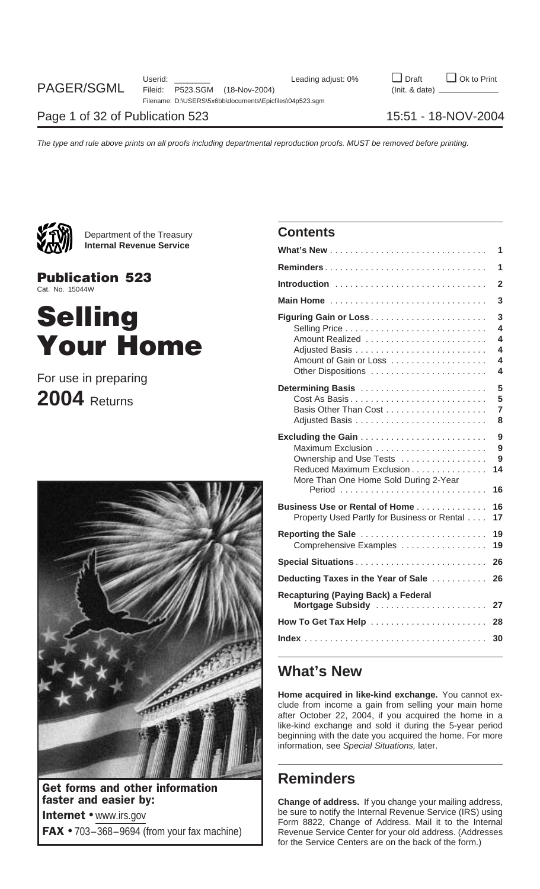Department of the Treasury
**Internal Revenue Service**

# Publication 523

Cat. No. 15044W

# Selling Your Home

For use in preparing

**2004** Returns

**Get forms and other information faster and easier by:**

**Internet** • www.irs.gov

**FAX** • 703–368–9694 (from your fax machine)

## Contents

| | |
|---|---|
| **What's New** | 1 |
| **Reminders** | 1 |
| **Introduction** | 2 |
| **Main Home** | 3 |
| **Figuring Gain or Loss** | 3 |
| Selling Price | 4 |
| Amount Realized | 4 |
| Adjusted Basis | 4 |
| Amount of Gain or Loss | 4 |
| Other Dispositions | 4 |
| **Determining Basis** | 5 |
| Cost As Basis | 5 |
| Basis Other Than Cost | 7 |
| Adjusted Basis | 8 |
| **Excluding the Gain** | 9 |
| Maximum Exclusion | 9 |
| Ownership and Use Tests | 9 |
| Reduced Maximum Exclusion | 14 |
| More Than One Home Sold During 2-Year Period | 16 |
| **Business Use or Rental of Home** | 16 |
| Property Used Partly for Business or Rental | 17 |
| **Reporting the Sale** | 19 |
| Comprehensive Examples | 19 |
| **Special Situations** | 26 |
| **Deducting Taxes in the Year of Sale** | 26 |
| **Recapturing (Paying Back) a Federal Mortgage Subsidy** | 27 |
| **How To Get Tax Help** | 28 |
| **Index** | 30 |

## What's New

**Home acquired in like-kind exchange.** You cannot exclude from income a gain from selling your main home after October 22, 2004, if you acquired the home in a like-kind exchange and sold it during the 5-year period beginning with the date you acquired the home. For more information, see *Special Situations,* later.

## Reminders

**Change of address.** If you change your mailing address, be sure to notify the Internal Revenue Service (IRS) using Form 8822, Change of Address. Mail it to the Internal Revenue Service Center for your old address. (Addresses for the Service Centers are on the back of the form.)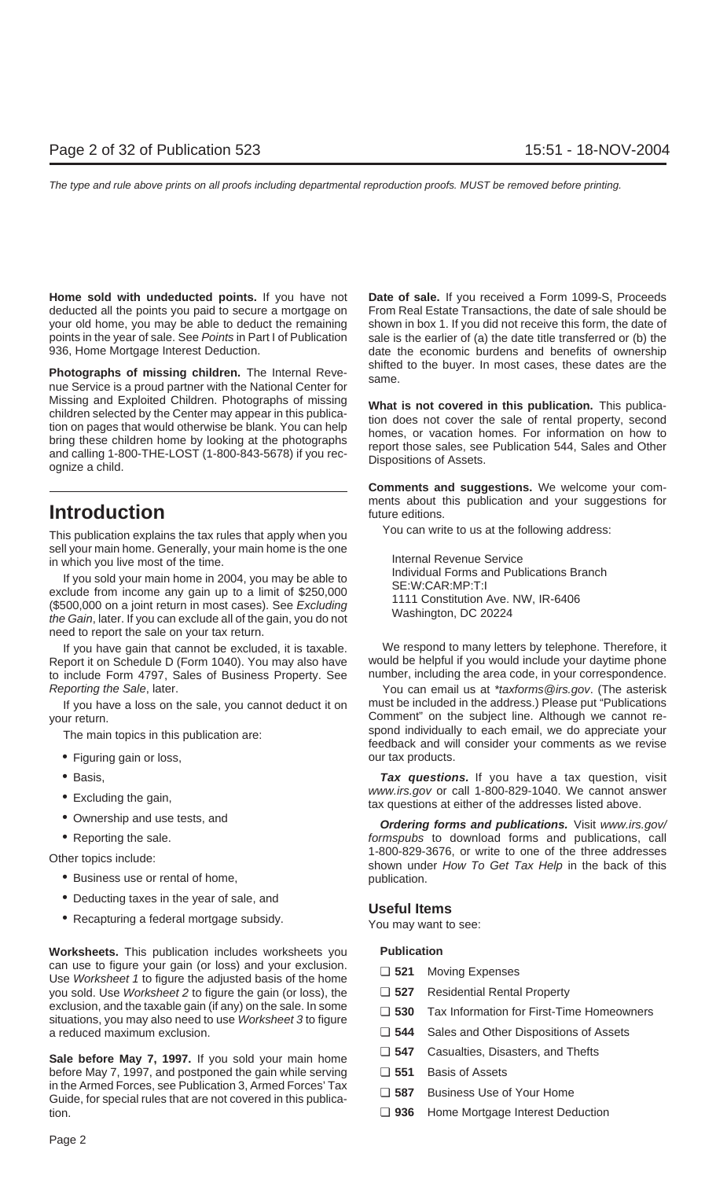**Home sold with undeducted points.** If you have not deducted all the points you paid to secure a mortgage on your old home, you may be able to deduct the remaining points in the year of sale. See *Points* in Part I of Publication 936, Home Mortgage Interest Deduction.

**Photographs of missing children.** The Internal Revenue Service is a proud partner with the National Center for Missing and Exploited Children. Photographs of missing children selected by the Center may appear in this publication on pages that would otherwise be blank. You can help bring these children home by looking at the photographs and calling 1-800-THE-LOST (1-800-843-5678) if you recognize a child.

# Introduction

This publication explains the tax rules that apply when you sell your main home. Generally, your main home is the one in which you live most of the time.

If you sold your main home in 2004, you may be able to exclude from income any gain up to a limit of $250,000 ($500,000 on a joint return in most cases). See *Excluding the Gain*, later. If you can exclude all of the gain, you do not need to report the sale on your tax return.

If you have gain that cannot be excluded, it is taxable. Report it on Schedule D (Form 1040). You may also have to include Form 4797, Sales of Business Property. See *Reporting the Sale*, later.

If you have a loss on the sale, you cannot deduct it on your return.

The main topics in this publication are:

- Figuring gain or loss,
- Basis,
- Excluding the gain,
- Ownership and use tests, and
- Reporting the sale.

Other topics include:

- Business use or rental of home,
- Deducting taxes in the year of sale, and
- Recapturing a federal mortgage subsidy.

**Worksheets.** This publication includes worksheets you can use to figure your gain (or loss) and your exclusion. Use *Worksheet 1* to figure the adjusted basis of the home you sold. Use *Worksheet 2* to figure the gain (or loss), the exclusion, and the taxable gain (if any) on the sale. In some situations, you may also need to use *Worksheet 3* to figure a reduced maximum exclusion.

**Sale before May 7, 1997.** If you sold your main home before May 7, 1997, and postponed the gain while serving in the Armed Forces, see Publication 3, Armed Forces' Tax Guide, for special rules that are not covered in this publication.

**Date of sale.** If you received a Form 1099-S, Proceeds From Real Estate Transactions, the date of sale should be shown in box 1. If you did not receive this form, the date of sale is the earlier of (a) the date title transferred or (b) the date the economic burdens and benefits of ownership shifted to the buyer. In most cases, these dates are the same.

**What is not covered in this publication.** This publication does not cover the sale of rental property, second homes, or vacation homes. For information on how to report those sales, see Publication 544, Sales and Other Dispositions of Assets.

**Comments and suggestions.** We welcome your comments about this publication and your suggestions for future editions.

You can write to us at the following address:

Internal Revenue Service
Individual Forms and Publications Branch
SE:W:CAR:MP:T:I
1111 Constitution Ave. NW, IR-6406
Washington, DC 20224

We respond to many letters by telephone. Therefore, it would be helpful if you would include your daytime phone number, including the area code, in your correspondence.

You can email us at *\*taxforms@irs.gov*. (The asterisk must be included in the address.) Please put "Publications Comment" on the subject line. Although we cannot respond individually to each email, we do appreciate your feedback and will consider your comments as we revise our tax products.

***Tax questions.*** If you have a tax question, visit *www.irs.gov* or call 1-800-829-1040. We cannot answer tax questions at either of the addresses listed above.

***Ordering forms and publications.*** Visit *www.irs.gov/formspubs* to download forms and publications, call 1-800-829-3676, or write to one of the three addresses shown under *How To Get Tax Help* in the back of this publication.

## Useful Items

You may want to see:

**Publication**

- ❑ **521** Moving Expenses
- ❑ **527** Residential Rental Property
- ❑ **530** Tax Information for First-Time Homeowners
- ❑ **544** Sales and Other Dispositions of Assets
- ❑ **547** Casualties, Disasters, and Thefts
- ❑ **551** Basis of Assets
- ❑ **587** Business Use of Your Home
- ❑ **936** Home Mortgage Interest Deduction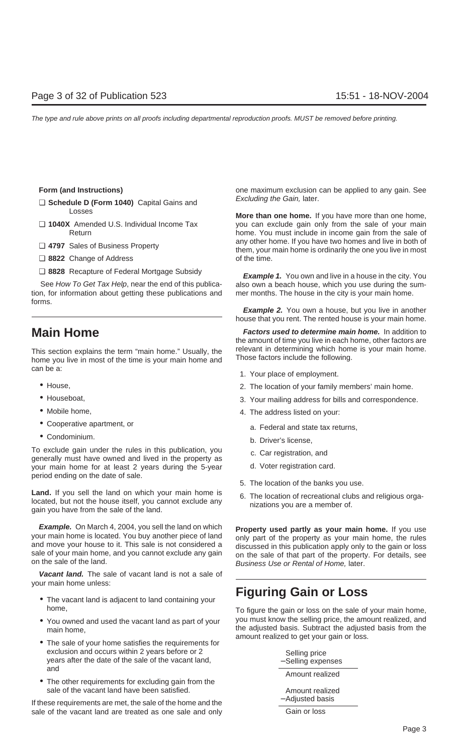**Form (and Instructions)**

- ❑ **Schedule D (Form 1040)** Capital Gains and Losses
- ❑ **1040X** Amended U.S. Individual Income Tax Return
- ❑ **4797** Sales of Business Property
- ❑ **8822** Change of Address
- ❑ **8828** Recapture of Federal Mortgage Subsidy

See *How To Get Tax Help*, near the end of this publication, for information about getting these publications and forms.

# Main Home

This section explains the term "main home." Usually, the home you live in most of the time is your main home and can be a:

- House,
- Houseboat,
- Mobile home,
- Cooperative apartment, or
- Condominium.

To exclude gain under the rules in this publication, you generally must have owned and lived in the property as your main home for at least 2 years during the 5-year period ending on the date of sale.

**Land.** If you sell the land on which your main home is located, but not the house itself, you cannot exclude any gain you have from the sale of the land.

***Example.*** On March 4, 2004, you sell the land on which your main home is located. You buy another piece of land and move your house to it. This sale is not considered a sale of your main home, and you cannot exclude any gain on the sale of the land.

***Vacant land.*** The sale of vacant land is not a sale of your main home unless:

- The vacant land is adjacent to land containing your home,
- You owned and used the vacant land as part of your main home,
- The sale of your home satisfies the requirements for exclusion and occurs within 2 years before or 2 years after the date of the sale of the vacant land, and
- The other requirements for excluding gain from the sale of the vacant land have been satisfied.

If these requirements are met, the sale of the home and the sale of the vacant land are treated as one sale and only one maximum exclusion can be applied to any gain. See *Excluding the Gain,* later.

**More than one home.** If you have more than one home, you can exclude gain only from the sale of your main home. You must include in income gain from the sale of any other home. If you have two homes and live in both of them, your main home is ordinarily the one you live in most of the time.

***Example 1.*** You own and live in a house in the city. You also own a beach house, which you use during the summer months. The house in the city is your main home.

***Example 2.*** You own a house, but you live in another house that you rent. The rented house is your main home.

***Factors used to determine main home.*** In addition to the amount of time you live in each home, other factors are relevant in determining which home is your main home. Those factors include the following.

1. Your place of employment.
2. The location of your family members' main home.
3. Your mailing address for bills and correspondence.
4. The address listed on your:
   a. Federal and state tax returns,
   b. Driver's license,
   c. Car registration, and
   d. Voter registration card.
5. The location of the banks you use.
6. The location of recreational clubs and religious organizations you are a member of.

**Property used partly as your main home.** If you use only part of the property as your main home, the rules discussed in this publication apply only to the gain or loss on the sale of that part of the property. For details, see *Business Use or Rental of Home,* later.

# Figuring Gain or Loss

To figure the gain or loss on the sale of your main home, you must know the selling price, the amount realized, and the adjusted basis. Subtract the adjusted basis from the amount realized to get your gain or loss.

| |
|---|
| Selling price |
| −Selling expenses |
| Amount realized |

| |
|---|
| Amount realized |
| −Adjusted basis |
| Gain or loss |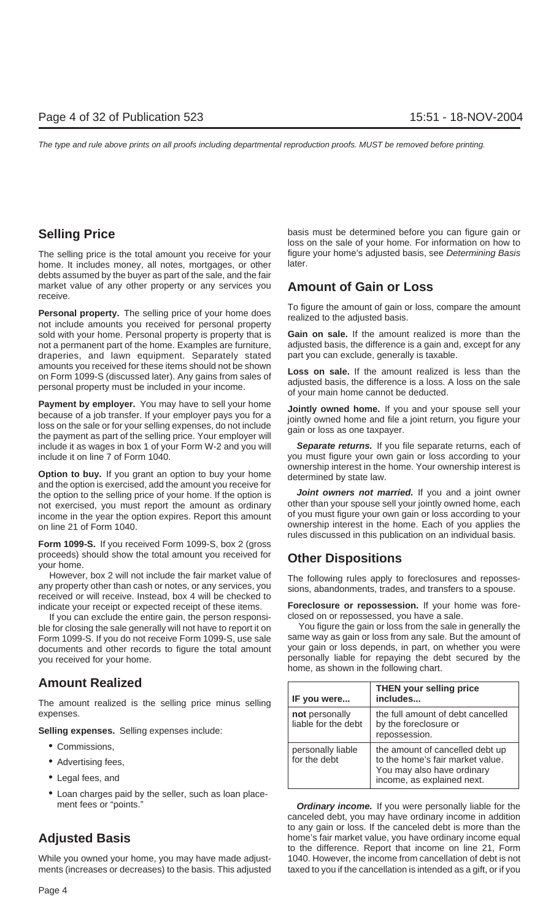## Selling Price

The selling price is the total amount you receive for your home. It includes money, all notes, mortgages, or other debts assumed by the buyer as part of the sale, and the fair market value of any other property or any services you receive.

**Personal property.** The selling price of your home does not include amounts you received for personal property sold with your home. Personal property is property that is not a permanent part of the home. Examples are furniture, draperies, and lawn equipment. Separately stated amounts you received for these items should not be shown on Form 1099-S (discussed later). Any gains from sales of personal property must be included in your income.

**Payment by employer.** You may have to sell your home because of a job transfer. If your employer pays you for a loss on the sale or for your selling expenses, do not include the payment as part of the selling price. Your employer will include it as wages in box 1 of your Form W-2 and you will include it on line 7 of Form 1040.

**Option to buy.** If you grant an option to buy your home and the option is exercised, add the amount you receive for the option to the selling price of your home. If the option is not exercised, you must report the amount as ordinary income in the year the option expires. Report this amount on line 21 of Form 1040.

**Form 1099-S.** If you received Form 1099-S, box 2 (gross proceeds) should show the total amount you received for your home.

However, box 2 will not include the fair market value of any property other than cash or notes, or any services, you received or will receive. Instead, box 4 will be checked to indicate your receipt or expected receipt of these items.

If you can exclude the entire gain, the person responsible for closing the sale generally will not have to report it on Form 1099-S. If you do not receive Form 1099-S, use sale documents and other records to figure the total amount you received for your home.

## Amount Realized

The amount realized is the selling price minus selling expenses.

**Selling expenses.** Selling expenses include:

- Commissions,
- Advertising fees,
- Legal fees, and
- Loan charges paid by the seller, such as loan placement fees or "points."

## Adjusted Basis

While you owned your home, you may have made adjustments (increases or decreases) to the basis. This adjusted basis must be determined before you can figure gain or loss on the sale of your home. For information on how to figure your home's adjusted basis, see *Determining Basis* later.

## Amount of Gain or Loss

To figure the amount of gain or loss, compare the amount realized to the adjusted basis.

**Gain on sale.** If the amount realized is more than the adjusted basis, the difference is a gain and, except for any part you can exclude, generally is taxable.

**Loss on sale.** If the amount realized is less than the adjusted basis, the difference is a loss. A loss on the sale of your main home cannot be deducted.

**Jointly owned home.** If you and your spouse sell your jointly owned home and file a joint return, you figure your gain or loss as one taxpayer.

***Separate returns.*** If you file separate returns, each of you must figure your own gain or loss according to your ownership interest in the home. Your ownership interest is determined by state law.

***Joint owners not married.*** If you and a joint owner other than your spouse sell your jointly owned home, each of you must figure your own gain or loss according to your ownership interest in the home. Each of you applies the rules discussed in this publication on an individual basis.

## Other Dispositions

The following rules apply to foreclosures and repossessions, abandonments, trades, and transfers to a spouse.

**Foreclosure or repossession.** If your home was foreclosed on or repossessed, you have a sale.

You figure the gain or loss from the sale in generally the same way as gain or loss from any sale. But the amount of your gain or loss depends, in part, on whether you were personally liable for repaying the debt secured by the home, as shown in the following chart.

| IF you were... | THEN your selling price includes... |
|---|---|
| **not** personally liable for the debt | the full amount of debt cancelled by the foreclosure or repossession. |
| personally liable for the debt | the amount of cancelled debt up to the home's fair market value. You may also have ordinary income, as explained next. |

***Ordinary income.*** If you were personally liable for the canceled debt, you may have ordinary income in addition to any gain or loss. If the canceled debt is more than the home's fair market value, you have ordinary income equal to the difference. Report that income on line 21, Form 1040. However, the income from cancellation of debt is not taxed to you if the cancellation is intended as a gift, or if you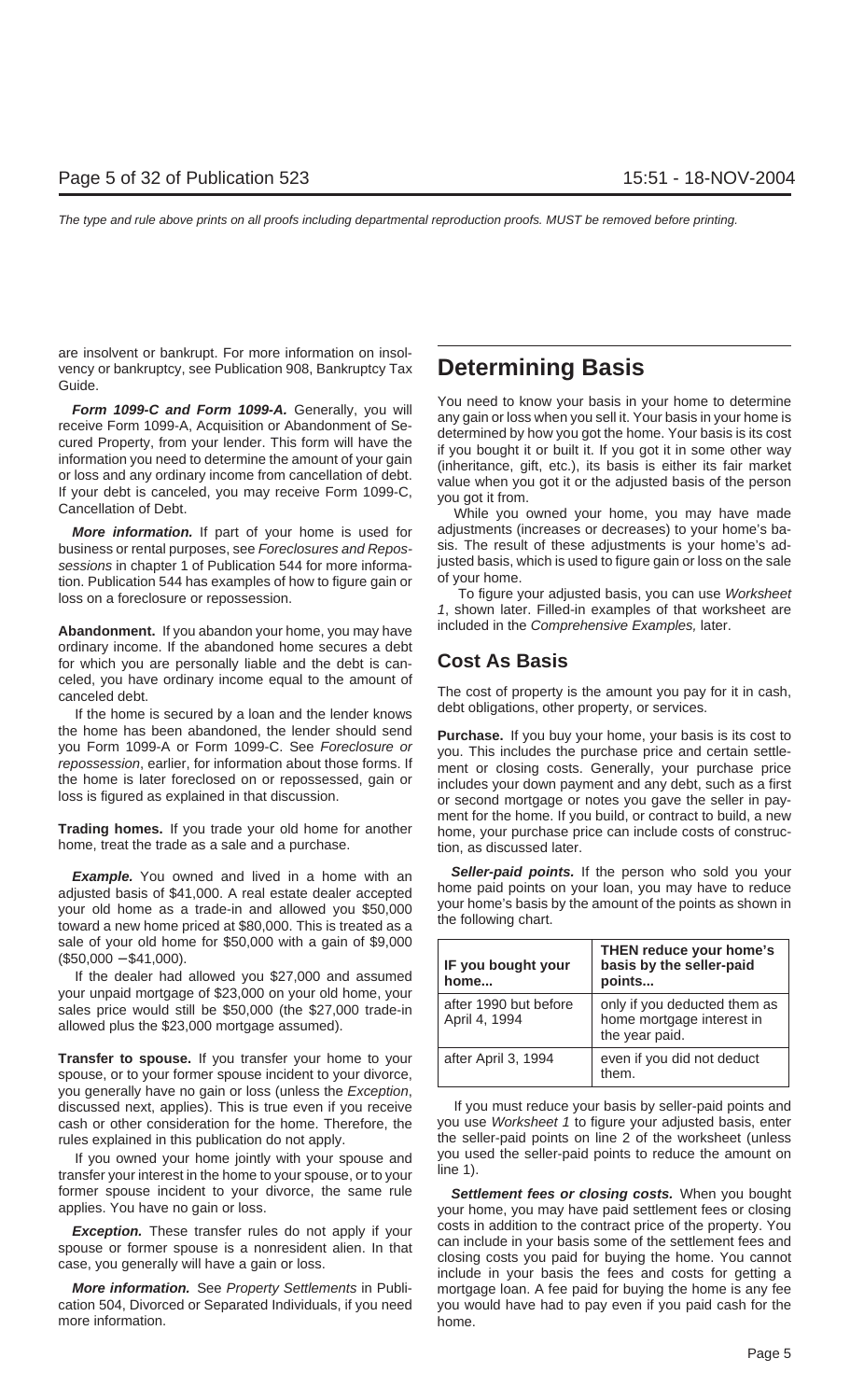are insolvent or bankrupt. For more information on insolvency or bankruptcy, see Publication 908, Bankruptcy Tax Guide.

***Form 1099-C and Form 1099-A.*** Generally, you will receive Form 1099-A, Acquisition or Abandonment of Secured Property, from your lender. This form will have the information you need to determine the amount of your gain or loss and any ordinary income from cancellation of debt. If your debt is canceled, you may receive Form 1099-C, Cancellation of Debt.

***More information.*** If part of your home is used for business or rental purposes, see *Foreclosures and Repossessions* in chapter 1 of Publication 544 for more information. Publication 544 has examples of how to figure gain or loss on a foreclosure or repossession.

**Abandonment.** If you abandon your home, you may have ordinary income. If the abandoned home secures a debt for which you are personally liable and the debt is canceled, you have ordinary income equal to the amount of canceled debt.

If the home is secured by a loan and the lender knows the home has been abandoned, the lender should send you Form 1099-A or Form 1099-C. See *Foreclosure or repossession*, earlier, for information about those forms. If the home is later foreclosed on or repossessed, gain or loss is figured as explained in that discussion.

**Trading homes.** If you trade your old home for another home, treat the trade as a sale and a purchase.

***Example.*** You owned and lived in a home with an adjusted basis of $41,000. A real estate dealer accepted your old home as a trade-in and allowed you $50,000 toward a new home priced at $80,000. This is treated as a sale of your old home for $50,000 with a gain of $9,000 ($50,000 − $41,000).

If the dealer had allowed you $27,000 and assumed your unpaid mortgage of $23,000 on your old home, your sales price would still be $50,000 (the $27,000 trade-in allowed plus the $23,000 mortgage assumed).

**Transfer to spouse.** If you transfer your home to your spouse, or to your former spouse incident to your divorce, you generally have no gain or loss (unless the *Exception*, discussed next, applies). This is true even if you receive cash or other consideration for the home. Therefore, the rules explained in this publication do not apply.

If you owned your home jointly with your spouse and transfer your interest in the home to your spouse, or to your former spouse incident to your divorce, the same rule applies. You have no gain or loss.

***Exception.*** These transfer rules do not apply if your spouse or former spouse is a nonresident alien. In that case, you generally will have a gain or loss.

***More information.*** See *Property Settlements* in Publication 504, Divorced or Separated Individuals, if you need more information.

# Determining Basis

You need to know your basis in your home to determine any gain or loss when you sell it. Your basis in your home is determined by how you got the home. Your basis is its cost if you bought it or built it. If you got it in some other way (inheritance, gift, etc.), its basis is either its fair market value when you got it or the adjusted basis of the person you got it from.

While you owned your home, you may have made adjustments (increases or decreases) to your home's basis. The result of these adjustments is your home's adjusted basis, which is used to figure gain or loss on the sale of your home.

To figure your adjusted basis, you can use *Worksheet 1*, shown later. Filled-in examples of that worksheet are included in the *Comprehensive Examples,* later.

## Cost As Basis

The cost of property is the amount you pay for it in cash, debt obligations, other property, or services.

**Purchase.** If you buy your home, your basis is its cost to you. This includes the purchase price and certain settlement or closing costs. Generally, your purchase price includes your down payment and any debt, such as a first or second mortgage or notes you gave the seller in payment for the home. If you build, or contract to build, a new home, your purchase price can include costs of construction, as discussed later.

***Seller-paid points.*** If the person who sold you your home paid points on your loan, you may have to reduce your home's basis by the amount of the points as shown in the following chart.

| IF you bought your home... | THEN reduce your home's basis by the seller-paid points... |
|---|---|
| after 1990 but before April 4, 1994 | only if you deducted them as home mortgage interest in the year paid. |
| after April 3, 1994 | even if you did not deduct them. |

If you must reduce your basis by seller-paid points and you use *Worksheet 1* to figure your adjusted basis, enter the seller-paid points on line 2 of the worksheet (unless you used the seller-paid points to reduce the amount on line 1).

***Settlement fees or closing costs.*** When you bought your home, you may have paid settlement fees or closing costs in addition to the contract price of the property. You can include in your basis some of the settlement fees and closing costs you paid for buying the home. You cannot include in your basis the fees and costs for getting a mortgage loan. A fee paid for buying the home is any fee you would have had to pay even if you paid cash for the home.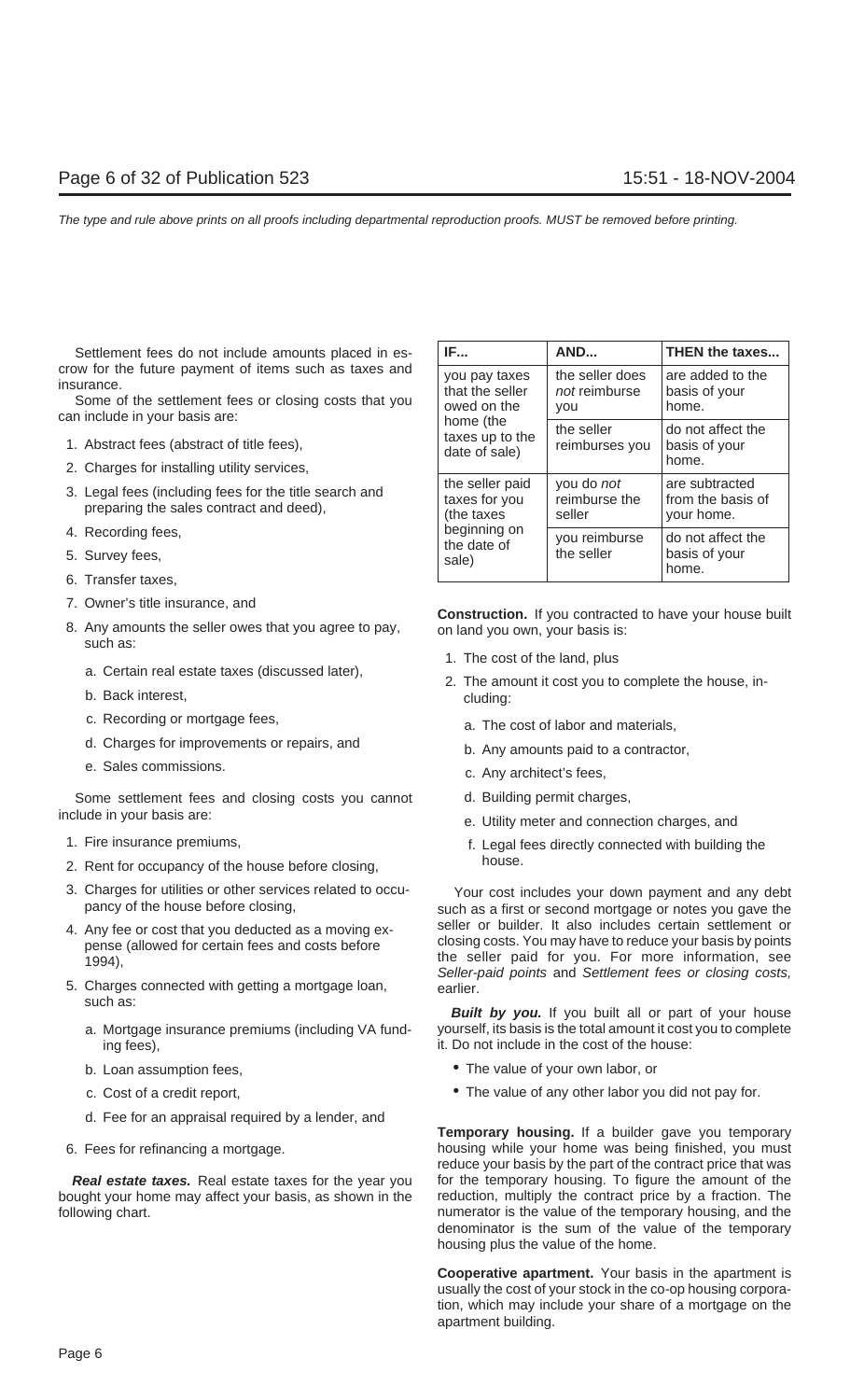Settlement fees do not include amounts placed in escrow for the future payment of items such as taxes and insurance.

Some of the settlement fees or closing costs that you can include in your basis are:

1. Abstract fees (abstract of title fees),
2. Charges for installing utility services,
3. Legal fees (including fees for the title search and preparing the sales contract and deed),
4. Recording fees,
5. Survey fees,
6. Transfer taxes,
7. Owner's title insurance, and
8. Any amounts the seller owes that you agree to pay, such as:
   a. Certain real estate taxes (discussed later),
   b. Back interest,
   c. Recording or mortgage fees,
   d. Charges for improvements or repairs, and
   e. Sales commissions.

Some settlement fees and closing costs you cannot include in your basis are:

1. Fire insurance premiums,
2. Rent for occupancy of the house before closing,
3. Charges for utilities or other services related to occupancy of the house before closing,
4. Any fee or cost that you deducted as a moving expense (allowed for certain fees and costs before 1994),
5. Charges connected with getting a mortgage loan, such as:
   a. Mortgage insurance premiums (including VA funding fees),
   b. Loan assumption fees,
   c. Cost of a credit report,
   d. Fee for an appraisal required by a lender, and
6. Fees for refinancing a mortgage.

***Real estate taxes.*** Real estate taxes for the year you bought your home may affect your basis, as shown in the following chart.

| IF... | AND... | THEN the taxes... |
|---|---|---|
| you pay taxes that the seller owed on the home (the taxes up to the date of sale) | the seller does *not* reimburse you | are added to the basis of your home. |
| | the seller reimburses you | do not affect the basis of your home. |
| the seller paid taxes for you (the taxes beginning on the date of sale) | you do *not* reimburse the seller | are subtracted from the basis of your home. |
| | you reimburse the seller | do not affect the basis of your home. |

**Construction.** If you contracted to have your house built on land you own, your basis is:

1. The cost of the land, plus
2. The amount it cost you to complete the house, including:
   a. The cost of labor and materials,
   b. Any amounts paid to a contractor,
   c. Any architect's fees,
   d. Building permit charges,
   e. Utility meter and connection charges, and
   f. Legal fees directly connected with building the house.

Your cost includes your down payment and any debt such as a first or second mortgage or notes you gave the seller or builder. It also includes certain settlement or closing costs. You may have to reduce your basis by points the seller paid for you. For more information, see *Seller-paid points* and *Settlement fees or closing costs,* earlier.

***Built by you.*** If you built all or part of your house yourself, its basis is the total amount it cost you to complete it. Do not include in the cost of the house:

- The value of your own labor, or
- The value of any other labor you did not pay for.

**Temporary housing.** If a builder gave you temporary housing while your home was being finished, you must reduce your basis by the part of the contract price that was for the temporary housing. To figure the amount of the reduction, multiply the contract price by a fraction. The numerator is the value of the temporary housing, and the denominator is the sum of the value of the temporary housing plus the value of the home.

**Cooperative apartment.** Your basis in the apartment is usually the cost of your stock in the co-op housing corporation, which may include your share of a mortgage on the apartment building.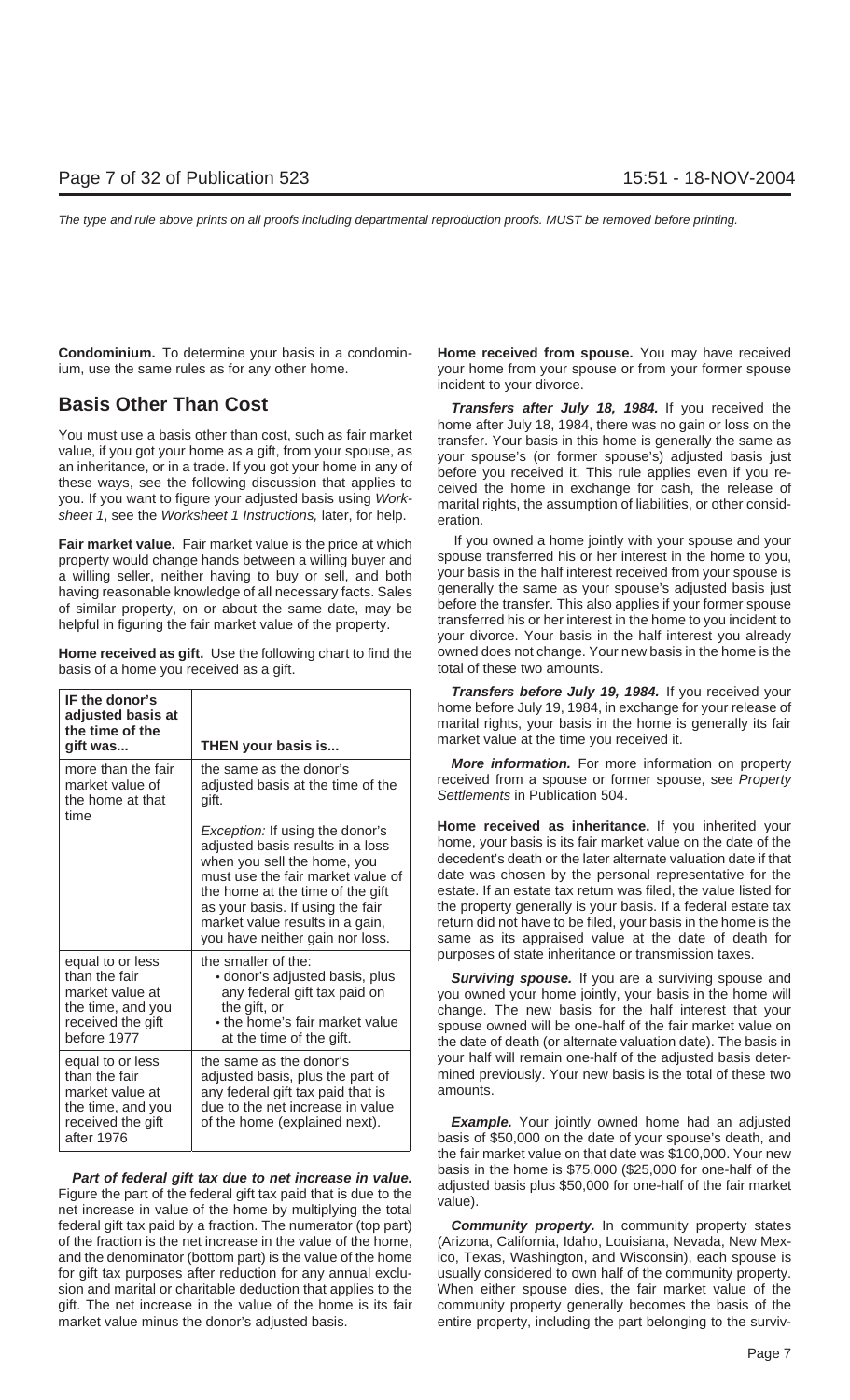**Condominium.** To determine your basis in a condominium, use the same rules as for any other home.

## Basis Other Than Cost

You must use a basis other than cost, such as fair market value, if you got your home as a gift, from your spouse, as an inheritance, or in a trade. If you got your home in any of these ways, see the following discussion that applies to you. If you want to figure your adjusted basis using *Worksheet 1*, see the *Worksheet 1 Instructions,* later, for help.

**Fair market value.** Fair market value is the price at which property would change hands between a willing buyer and a willing seller, neither having to buy or sell, and both having reasonable knowledge of all necessary facts. Sales of similar property, on or about the same date, may be helpful in figuring the fair market value of the property.

**Home received as gift.** Use the following chart to find the basis of a home you received as a gift.

| IF the donor's adjusted basis at the time of the gift was... | THEN your basis is... |
|---|---|
| more than the fair market value of the home at that time | the same as the donor's adjusted basis at the time of the gift.<br><br>*Exception:* If using the donor's adjusted basis results in a loss when you sell the home, you must use the fair market value of the home at the time of the gift as your basis. If using the fair market value results in a gain, you have neither gain nor loss. |
| equal to or less than the fair market value at the time, and you received the gift before 1977 | the smaller of the:<br>• donor's adjusted basis, plus any federal gift tax paid on the gift, or<br>• the home's fair market value at the time of the gift. |
| equal to or less than the fair market value at the time, and you received the gift after 1976 | the same as the donor's adjusted basis, plus the part of any federal gift tax paid that is due to the net increase in value of the home (explained next). |

***Part of federal gift tax due to net increase in value.*** Figure the part of the federal gift tax paid that is due to the net increase in value of the home by multiplying the total federal gift tax paid by a fraction. The numerator (top part) of the fraction is the net increase in the value of the home, and the denominator (bottom part) is the value of the home for gift tax purposes after reduction for any annual exclusion and marital or charitable deduction that applies to the gift. The net increase in the value of the home is its fair market value minus the donor's adjusted basis.

**Home received from spouse.** You may have received your home from your spouse or from your former spouse incident to your divorce.

***Transfers after July 18, 1984.*** If you received the home after July 18, 1984, there was no gain or loss on the transfer. Your basis in this home is generally the same as your spouse's (or former spouse's) adjusted basis just before you received it. This rule applies even if you received the home in exchange for cash, the release of marital rights, the assumption of liabilities, or other consideration.

If you owned a home jointly with your spouse and your spouse transferred his or her interest in the home to you, your basis in the half interest received from your spouse is generally the same as your spouse's adjusted basis just before the transfer. This also applies if your former spouse transferred his or her interest in the home to you incident to your divorce. Your basis in the half interest you already owned does not change. Your new basis in the home is the total of these two amounts.

***Transfers before July 19, 1984.*** If you received your home before July 19, 1984, in exchange for your release of marital rights, your basis in the home is generally its fair market value at the time you received it.

***More information.*** For more information on property received from a spouse or former spouse, see *Property Settlements* in Publication 504.

**Home received as inheritance.** If you inherited your home, your basis is its fair market value on the date of the decedent's death or the later alternate valuation date if that date was chosen by the personal representative for the estate. If an estate tax return was filed, the value listed for the property generally is your basis. If a federal estate tax return did not have to be filed, your basis in the home is the same as its appraised value at the date of death for purposes of state inheritance or transmission taxes.

***Surviving spouse.*** If you are a surviving spouse and you owned your home jointly, your basis in the home will change. The new basis for the half interest that your spouse owned will be one-half of the fair market value on the date of death (or alternate valuation date). The basis in your half will remain one-half of the adjusted basis determined previously. Your new basis is the total of these two amounts.

***Example.*** Your jointly owned home had an adjusted basis of $50,000 on the date of your spouse's death, and the fair market value on that date was $100,000. Your new basis in the home is $75,000 ($25,000 for one-half of the adjusted basis plus $50,000 for one-half of the fair market value).

***Community property.*** In community property states (Arizona, California, Idaho, Louisiana, Nevada, New Mexico, Texas, Washington, and Wisconsin), each spouse is usually considered to own half of the community property. When either spouse dies, the fair market value of the community property generally becomes the basis of the entire property, including the part belonging to the surviv-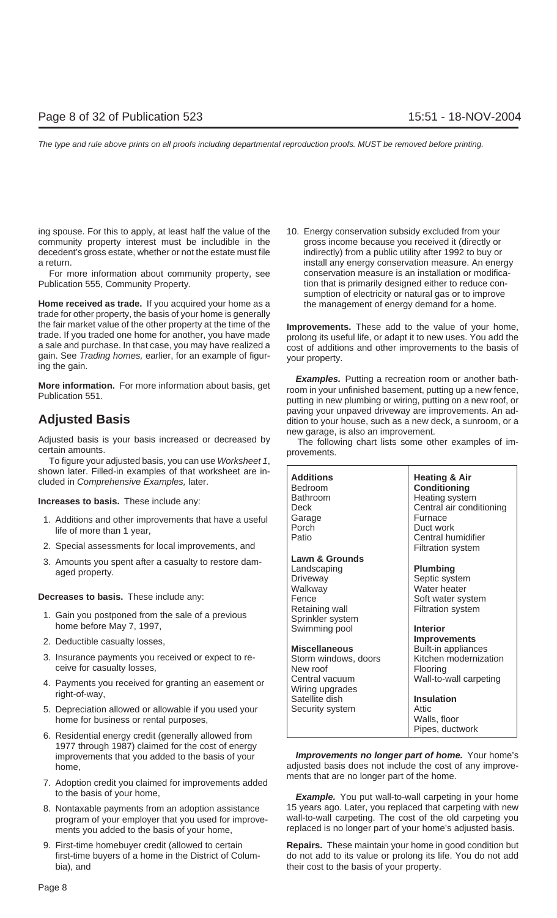ing spouse. For this to apply, at least half the value of the community property interest must be includible in the decedent's gross estate, whether or not the estate must file a return.

For more information about community property, see Publication 555, Community Property.

**Home received as trade.** If you acquired your home as a trade for other property, the basis of your home is generally the fair market value of the other property at the time of the trade. If you traded one home for another, you have made a sale and purchase. In that case, you may have realized a gain. See *Trading homes,* earlier, for an example of figuring the gain.

**More information.** For more information about basis, get Publication 551.

## Adjusted Basis

Adjusted basis is your basis increased or decreased by certain amounts.

To figure your adjusted basis, you can use *Worksheet 1*, shown later. Filled-in examples of that worksheet are included in *Comprehensive Examples,* later.

**Increases to basis.** These include any:

1. Additions and other improvements that have a useful life of more than 1 year,
2. Special assessments for local improvements, and
3. Amounts you spent after a casualty to restore damaged property.

**Decreases to basis.** These include any:

1. Gain you postponed from the sale of a previous home before May 7, 1997,
2. Deductible casualty losses,
3. Insurance payments you received or expect to receive for casualty losses,
4. Payments you received for granting an easement or right-of-way,
5. Depreciation allowed or allowable if you used your home for business or rental purposes,
6. Residential energy credit (generally allowed from 1977 through 1987) claimed for the cost of energy improvements that you added to the basis of your home,
7. Adoption credit you claimed for improvements added to the basis of your home,
8. Nontaxable payments from an adoption assistance program of your employer that you used for improvements you added to the basis of your home,
9. First-time homebuyer credit (allowed to certain first-time buyers of a home in the District of Columbia), and
10. Energy conservation subsidy excluded from your gross income because you received it (directly or indirectly) from a public utility after 1992 to buy or install any energy conservation measure. An energy conservation measure is an installation or modification that is primarily designed either to reduce consumption of electricity or natural gas or to improve the management of energy demand for a home.

**Improvements.** These add to the value of your home, prolong its useful life, or adapt it to new uses. You add the cost of additions and other improvements to the basis of your property.

***Examples.*** Putting a recreation room or another bathroom in your unfinished basement, putting up a new fence, putting in new plumbing or wiring, putting on a new roof, or paving your unpaved driveway are improvements. An addition to your house, such as a new deck, a sunroom, or a new garage, is also an improvement.

The following chart lists some other examples of improvements.

| | |
|---|---|
| **Additions**<br>Bedroom<br>Bathroom<br>Deck<br>Garage<br>Porch<br>Patio | **Heating & Air Conditioning**<br>Heating system<br>Central air conditioning<br>Furnace<br>Duct work<br>Central humidifier<br>Filtration system |
| **Lawn & Grounds**<br>Landscaping<br>Driveway<br>Walkway<br>Fence<br>Retaining wall<br>Sprinkler system<br>Swimming pool | **Plumbing**<br>Septic system<br>Water heater<br>Soft water system<br>Filtration system |
| **Miscellaneous**<br>Storm windows, doors<br>New roof<br>Central vacuum<br>Wiring upgrades<br>Satellite dish<br>Security system | **Interior Improvements**<br>Built-in appliances<br>Kitchen modernization<br>Flooring<br>Wall-to-wall carpeting<br><br>**Insulation**<br>Attic<br>Walls, floor<br>Pipes, ductwork |

***Improvements no longer part of home.*** Your home's adjusted basis does not include the cost of any improvements that are no longer part of the home.

***Example.*** You put wall-to-wall carpeting in your home 15 years ago. Later, you replaced that carpeting with new wall-to-wall carpeting. The cost of the old carpeting you replaced is no longer part of your home's adjusted basis.

**Repairs.** These maintain your home in good condition but do not add to its value or prolong its life. You do not add their cost to the basis of your property.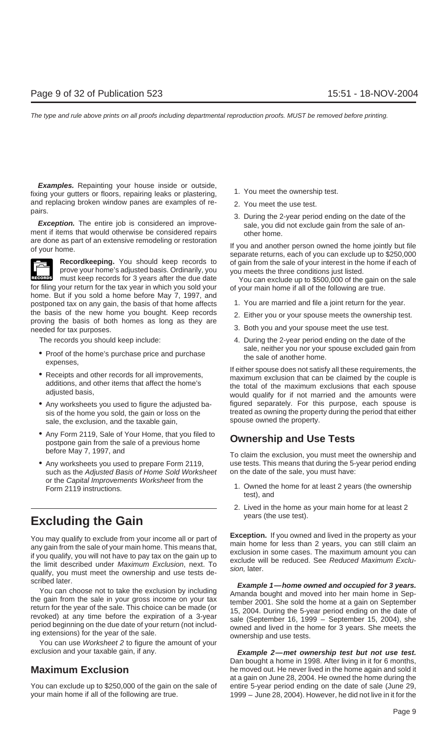***Examples.*** Repainting your house inside or outside, fixing your gutters or floors, repairing leaks or plastering, and replacing broken window panes are examples of repairs.

***Exception.*** The entire job is considered an improvement if items that would otherwise be considered repairs are done as part of an extensive remodeling or restoration of your home.

**Recordkeeping.** You should keep records to prove your home's adjusted basis. Ordinarily, you must keep records for 3 years after the due date for filing your return for the tax year in which you sold your home. But if you sold a home before May 7, 1997, and postponed tax on any gain, the basis of that home affects the basis of the new home you bought. Keep records proving the basis of both homes as long as they are needed for tax purposes.

The records you should keep include:

- Proof of the home's purchase price and purchase expenses,
- Receipts and other records for all improvements, additions, and other items that affect the home's adjusted basis,
- Any worksheets you used to figure the adjusted basis of the home you sold, the gain or loss on the sale, the exclusion, and the taxable gain,
- Any Form 2119, Sale of Your Home, that you filed to postpone gain from the sale of a previous home before May 7, 1997, and
- Any worksheets you used to prepare Form 2119, such as the *Adjusted Basis of Home Sold Worksheet* or the *Capital Improvements Worksheet* from the Form 2119 instructions.

# Excluding the Gain

You may qualify to exclude from your income all or part of any gain from the sale of your main home. This means that, if you qualify, you will not have to pay tax on the gain up to the limit described under *Maximum Exclusion*, next. To qualify, you must meet the ownership and use tests described later.

You can choose not to take the exclusion by including the gain from the sale in your gross income on your tax return for the year of the sale. This choice can be made (or revoked) at any time before the expiration of a 3-year period beginning on the due date of your return (not including extensions) for the year of the sale.

You can use *Worksheet 2* to figure the amount of your exclusion and your taxable gain, if any.

## Maximum Exclusion

You can exclude up to $250,000 of the gain on the sale of your main home if all of the following are true.

1. You meet the ownership test.
2. You meet the use test.
3. During the 2-year period ending on the date of the sale, you did not exclude gain from the sale of another home.

If you and another person owned the home jointly but file separate returns, each of you can exclude up to $250,000 of gain from the sale of your interest in the home if each of you meets the three conditions just listed.

You can exclude up to $500,000 of the gain on the sale of your main home if all of the following are true.

1. You are married and file a joint return for the year.
2. Either you or your spouse meets the ownership test.
3. Both you and your spouse meet the use test.
4. During the 2-year period ending on the date of the sale, neither you nor your spouse excluded gain from the sale of another home.

If either spouse does not satisfy all these requirements, the maximum exclusion that can be claimed by the couple is the total of the maximum exclusions that each spouse would qualify for if not married and the amounts were figured separately. For this purpose, each spouse is treated as owning the property during the period that either spouse owned the property.

## Ownership and Use Tests

To claim the exclusion, you must meet the ownership and use tests. This means that during the 5-year period ending on the date of the sale, you must have:

1. Owned the home for at least 2 years (the ownership test), and
2. Lived in the home as your main home for at least 2 years (the use test).

**Exception.** If you owned and lived in the property as your main home for less than 2 years, you can still claim an exclusion in some cases. The maximum amount you can exclude will be reduced. See *Reduced Maximum Exclusion,* later.

***Example 1—home owned and occupied for 3 years.*** Amanda bought and moved into her main home in September 2001. She sold the home at a gain on September 15, 2004. During the 5-year period ending on the date of sale (September 16, 1999 – September 15, 2004), she owned and lived in the home for 3 years. She meets the ownership and use tests.

***Example 2—met ownership test but not use test.*** Dan bought a home in 1998. After living in it for 6 months, he moved out. He never lived in the home again and sold it at a gain on June 28, 2004. He owned the home during the entire 5-year period ending on the date of sale (June 29, 1999 – June 28, 2004). However, he did not live in it for the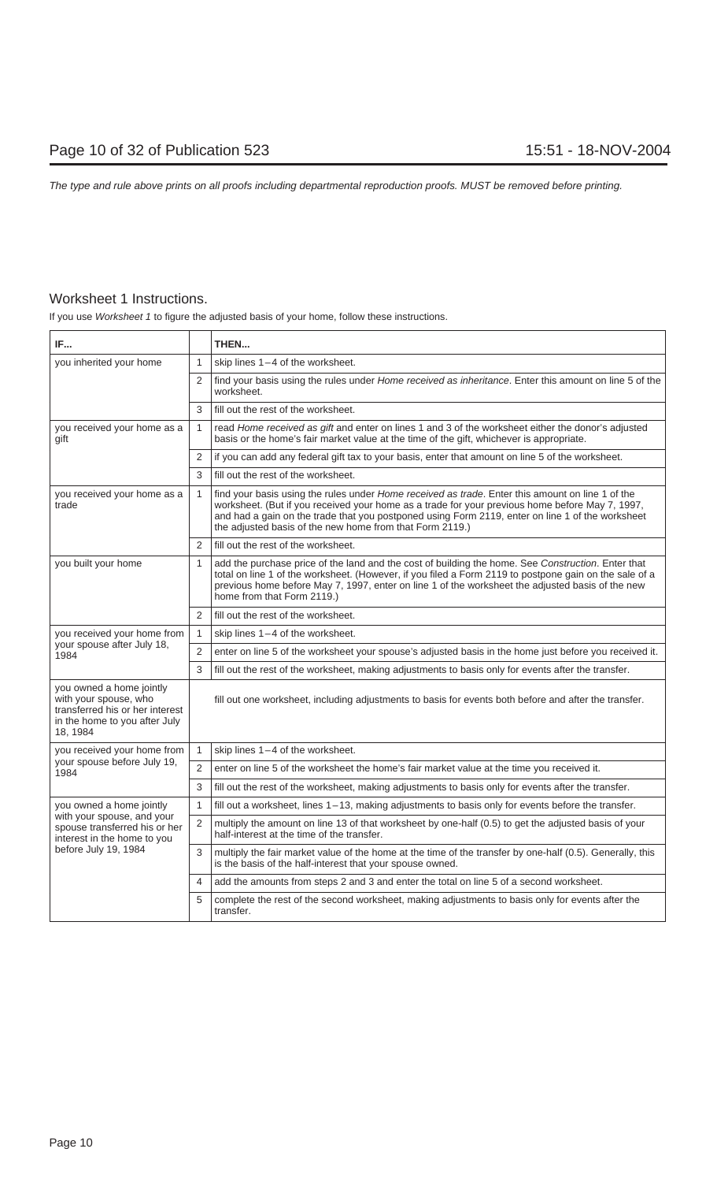The type and rule above prints on all proofs including departmental reproduction proofs. MUST be removed before printing.

## Worksheet 1 Instructions.

If you use *Worksheet 1* to figure the adjusted basis of your home, follow these instructions.

| IF... | | THEN... |
|---|---|---|
| you inherited your home | 1 | skip lines 1–4 of the worksheet. |
| | 2 | find your basis using the rules under *Home received as inheritance*. Enter this amount on line 5 of the worksheet. |
| | 3 | fill out the rest of the worksheet. |
| you received your home as a gift | 1 | read *Home received as gift* and enter on lines 1 and 3 of the worksheet either the donor's adjusted basis or the home's fair market value at the time of the gift, whichever is appropriate. |
| | 2 | if you can add any federal gift tax to your basis, enter that amount on line 5 of the worksheet. |
| | 3 | fill out the rest of the worksheet. |
| you received your home as a trade | 1 | find your basis using the rules under *Home received as trade*. Enter this amount on line 1 of the worksheet. (But if you received your home as a trade for your previous home before May 7, 1997, and had a gain on the trade that you postponed using Form 2119, enter on line 1 of the worksheet the adjusted basis of the new home from that Form 2119.) |
| | 2 | fill out the rest of the worksheet. |
| you built your home | 1 | add the purchase price of the land and the cost of building the home. See *Construction*. Enter that total on line 1 of the worksheet. (However, if you filed a Form 2119 to postpone gain on the sale of a previous home before May 7, 1997, enter on line 1 of the worksheet the adjusted basis of the new home from that Form 2119.) |
| | 2 | fill out the rest of the worksheet. |
| you received your home from your spouse after July 18, 1984 | 1 | skip lines 1–4 of the worksheet. |
| | 2 | enter on line 5 of the worksheet your spouse's adjusted basis in the home just before you received it. |
| | 3 | fill out the rest of the worksheet, making adjustments to basis only for events after the transfer. |
| you owned a home jointly with your spouse, who transferred his or her interest in the home to you after July 18, 1984 | | fill out one worksheet, including adjustments to basis for events both before and after the transfer. |
| you received your home from your spouse before July 19, 1984 | 1 | skip lines 1–4 of the worksheet. |
| | 2 | enter on line 5 of the worksheet the home's fair market value at the time you received it. |
| | 3 | fill out the rest of the worksheet, making adjustments to basis only for events after the transfer. |
| you owned a home jointly with your spouse, and your spouse transferred his or her interest in the home to you before July 19, 1984 | 1 | fill out a worksheet, lines 1–13, making adjustments to basis only for events before the transfer. |
| | 2 | multiply the amount on line 13 of that worksheet by one-half (0.5) to get the adjusted basis of your half-interest at the time of the transfer. |
| | 3 | multiply the fair market value of the home at the time of the transfer by one-half (0.5). Generally, this is the basis of the half-interest that your spouse owned. |
| | 4 | add the amounts from steps 2 and 3 and enter the total on line 5 of a second worksheet. |
| | 5 | complete the rest of the second worksheet, making adjustments to basis only for events after the transfer. |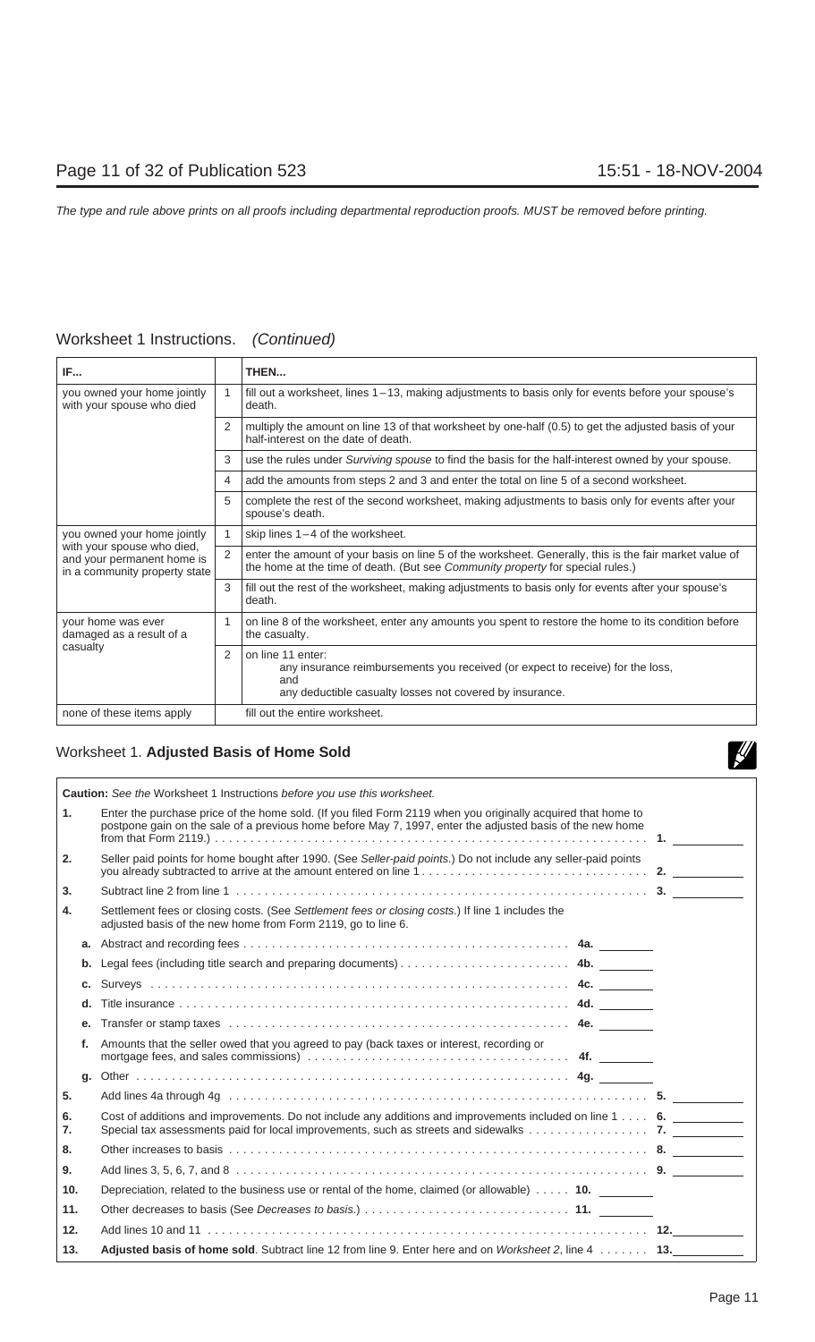The type and rule above prints on all proofs including departmental reproduction proofs. MUST be removed before printing.

## Worksheet 1 Instructions. *(Continued)*

| IF... | | THEN... |
|---|---|---|
| you owned your home jointly with your spouse who died | 1 | fill out a worksheet, lines 1–13, making adjustments to basis only for events before your spouse's death. |
| | 2 | multiply the amount on line 13 of that worksheet by one-half (0.5) to get the adjusted basis of your half-interest on the date of death. |
| | 3 | use the rules under *Surviving spouse* to find the basis for the half-interest owned by your spouse. |
| | 4 | add the amounts from steps 2 and 3 and enter the total on line 5 of a second worksheet. |
| | 5 | complete the rest of the second worksheet, making adjustments to basis only for events after your spouse's death. |
| you owned your home jointly with your spouse who died, and your permanent home is in a community property state | 1 | skip lines 1–4 of the worksheet. |
| | 2 | enter the amount of your basis on line 5 of the worksheet. Generally, this is the fair market value of the home at the time of death. (But see *Community property* for special rules.) |
| | 3 | fill out the rest of the worksheet, making adjustments to basis only for events after your spouse's death. |
| your home was ever damaged as a result of a casualty | 1 | on line 8 of the worksheet, enter any amounts you spent to restore the home to its condition before the casualty. |
| | 2 | on line 11 enter: any insurance reimbursements you received (or expect to receive) for the loss, and any deductible casualty losses not covered by insurance. |
| none of these items apply | | fill out the entire worksheet. |

## Worksheet 1. **Adjusted Basis of Home Sold**

**Caution:** *See the* Worksheet 1 Instructions *before you use this worksheet.*

| Line | Description | | |
|---|---|---|---|
| **1.** | Enter the purchase price of the home sold. (If you filed Form 2119 when you originally acquired that home to postpone gain on the sale of a previous home before May 7, 1997, enter the adjusted basis of the new home from that Form 2119.) | | **1.** |
| **2.** | Seller paid points for home bought after 1990. (See *Seller-paid points*.) Do not include any seller-paid points you already subtracted to arrive at the amount entered on line 1 | | **2.** |
| **3.** | Subtract line 2 from line 1 | | **3.** |
| **4.** | Settlement fees or closing costs. (See *Settlement fees or closing costs*.) If line 1 includes the adjusted basis of the new home from Form 2119, go to line 6. | | |
| **a.** | Abstract and recording fees | **4a.** | |
| **b.** | Legal fees (including title search and preparing documents) | **4b.** | |
| **c.** | Surveys | **4c.** | |
| **d.** | Title insurance | **4d.** | |
| **e.** | Transfer or stamp taxes | **4e.** | |
| **f.** | Amounts that the seller owed that you agreed to pay (back taxes or interest, recording or mortgage fees, and sales commissions) | **4f.** | |
| **g.** | Other | **4g.** | |
| **5.** | Add lines 4a through 4g | | **5.** |
| **6.** | Cost of additions and improvements. Do not include any additions and improvements included on line 1 | | **6.** |
| **7.** | Special tax assessments paid for local improvements, such as streets and sidewalks | | **7.** |
| **8.** | Other increases to basis | | **8.** |
| **9.** | Add lines 3, 5, 6, 7, and 8 | | **9.** |
| **10.** | Depreciation, related to the business use or rental of the home, claimed (or allowable) | **10.** | |
| **11.** | Other decreases to basis (See *Decreases to basis*.) | **11.** | |
| **12.** | Add lines 10 and 11 | | **12.** |
| **13.** | **Adjusted basis of home sold**. Subtract line 12 from line 9. Enter here and on *Worksheet 2*, line 4 | | **13.** |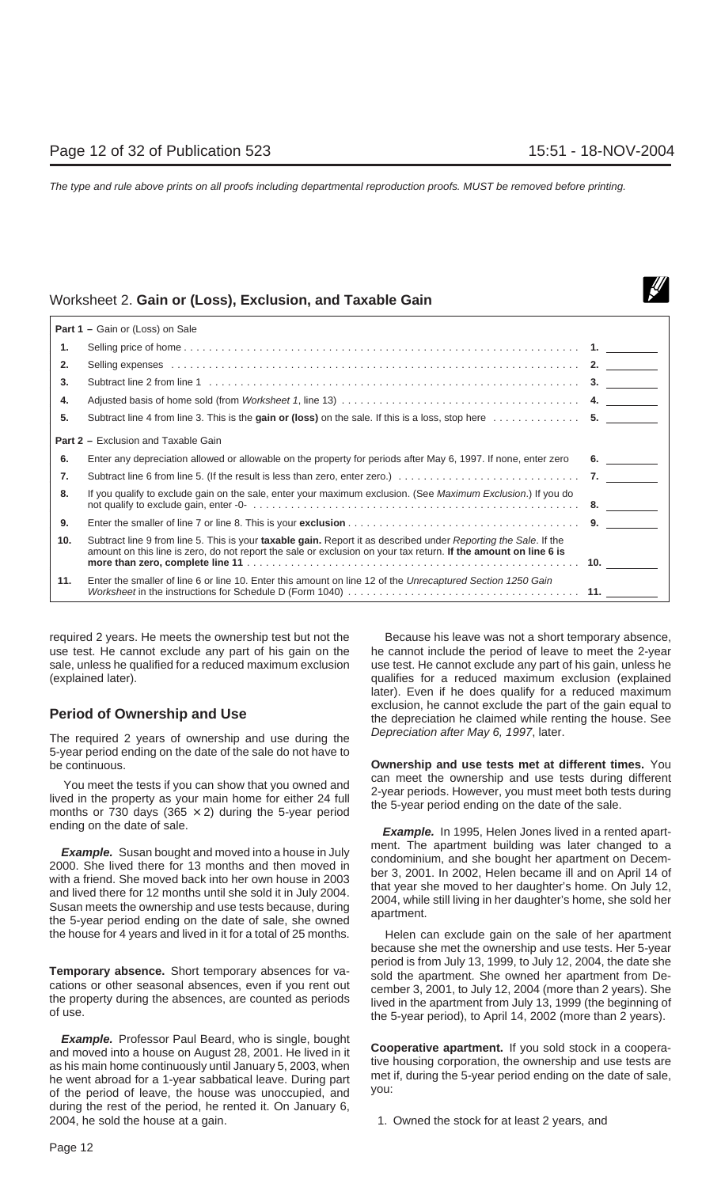## Worksheet 2. **Gain or (Loss), Exclusion, and Taxable Gain**

| | | |
|---|---|---|
| **Part 1 –** Gain or (Loss) on Sale | | |
| **1.** | Selling price of home | 1. ________ |
| **2.** | Selling expenses | 2. ________ |
| **3.** | Subtract line 2 from line 1 | 3. ________ |
| **4.** | Adjusted basis of home sold (from *Worksheet 1*, line 13) | 4. ________ |
| **5.** | Subtract line 4 from line 3. This is the **gain or (loss)** on the sale. If this is a loss, stop here | 5. ________ |
| **Part 2 –** Exclusion and Taxable Gain | | |
| **6.** | Enter any depreciation allowed or allowable on the property for periods after May 6, 1997. If none, enter zero | 6. ________ |
| **7.** | Subtract line 6 from line 5. (If the result is less than zero, enter zero.) | 7. ________ |
| **8.** | If you qualify to exclude gain on the sale, enter your maximum exclusion. (See *Maximum Exclusion*.) If you do not qualify to exclude gain, enter -0- | 8. ________ |
| **9.** | Enter the smaller of line 7 or line 8. This is your **exclusion** | 9. ________ |
| **10.** | Subtract line 9 from line 5. This is your **taxable gain.** Report it as described under *Reporting the Sale*. If the amount on this line is zero, do not report the sale or exclusion on your tax return. **If the amount on line 6 is more than zero, complete line 11** | 10. ________ |
| **11.** | Enter the smaller of line 6 or line 10. Enter this amount on line 12 of the *Unrecaptured Section 1250 Gain Worksheet* in the instructions for Schedule D (Form 1040) | 11. ________ |

required 2 years. He meets the ownership test but not the use test. He cannot exclude any part of his gain on the sale, unless he qualified for a reduced maximum exclusion (explained later).

## Period of Ownership and Use

The required 2 years of ownership and use during the 5-year period ending on the date of the sale do not have to be continuous.

You meet the tests if you can show that you owned and lived in the property as your main home for either 24 full months or 730 days (365 × 2) during the 5-year period ending on the date of sale.

***Example.*** Susan bought and moved into a house in July 2000. She lived there for 13 months and then moved in with a friend. She moved back into her own house in 2003 and lived there for 12 months until she sold it in July 2004. Susan meets the ownership and use tests because, during the 5-year period ending on the date of sale, she owned the house for 4 years and lived in it for a total of 25 months.

**Temporary absence.** Short temporary absences for vacations or other seasonal absences, even if you rent out the property during the absences, are counted as periods of use.

***Example.*** Professor Paul Beard, who is single, bought and moved into a house on August 28, 2001. He lived in it as his main home continuously until January 5, 2003, when he went abroad for a 1-year sabbatical leave. During part of the period of leave, the house was unoccupied, and during the rest of the period, he rented it. On January 6, 2004, he sold the house at a gain.

Because his leave was not a short temporary absence, he cannot include the period of leave to meet the 2-year use test. He cannot exclude any part of his gain, unless he qualifies for a reduced maximum exclusion (explained later). Even if he does qualify for a reduced maximum exclusion, he cannot exclude the part of the gain equal to the depreciation he claimed while renting the house. See *Depreciation after May 6, 1997*, later.

**Ownership and use tests met at different times.** You can meet the ownership and use tests during different 2-year periods. However, you must meet both tests during the 5-year period ending on the date of the sale.

***Example.*** In 1995, Helen Jones lived in a rented apartment. The apartment building was later changed to a condominium, and she bought her apartment on December 3, 2001. In 2002, Helen became ill and on April 14 of that year she moved to her daughter's home. On July 12, 2004, while still living in her daughter's home, she sold her apartment.

Helen can exclude gain on the sale of her apartment because she met the ownership and use tests. Her 5-year period is from July 13, 1999, to July 12, 2004, the date she sold the apartment. She owned her apartment from December 3, 2001, to July 12, 2004 (more than 2 years). She lived in the apartment from July 13, 1999 (the beginning of the 5-year period), to April 14, 2002 (more than 2 years).

**Cooperative apartment.** If you sold stock in a cooperative housing corporation, the ownership and use tests are met if, during the 5-year period ending on the date of sale, you:

1. Owned the stock for at least 2 years, and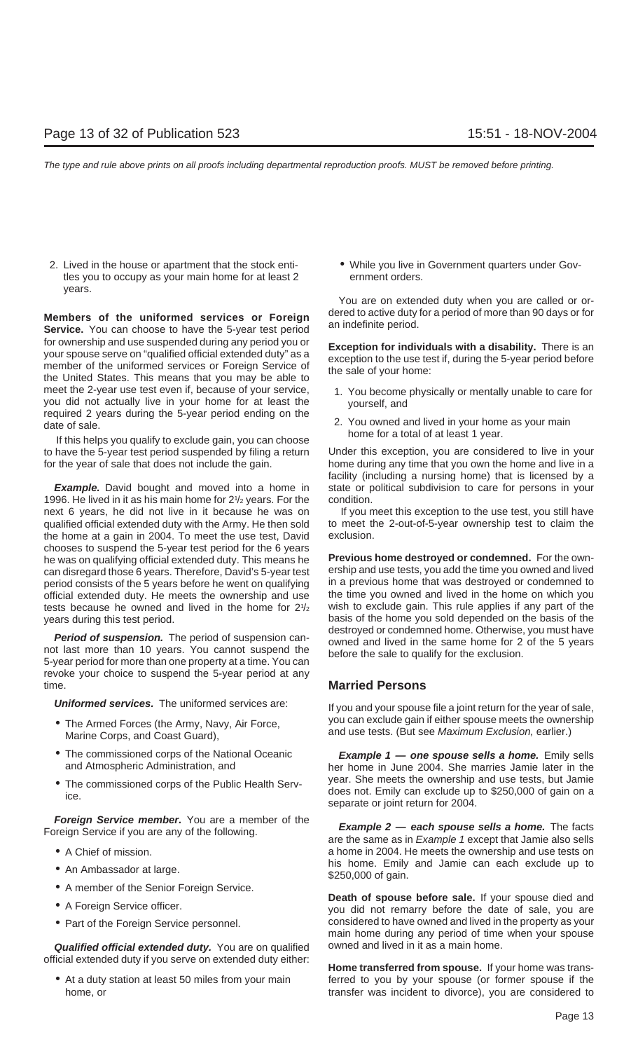2. Lived in the house or apartment that the stock entitles you to occupy as your main home for at least 2 years.

**Members of the uniformed services or Foreign Service.** You can choose to have the 5-year test period for ownership and use suspended during any period you or your spouse serve on "qualified official extended duty" as a member of the uniformed services or Foreign Service of the United States. This means that you may be able to meet the 2-year use test even if, because of your service, you did not actually live in your home for at least the required 2 years during the 5-year period ending on the date of sale.

If this helps you qualify to exclude gain, you can choose to have the 5-year test period suspended by filing a return for the year of sale that does not include the gain.

***Example.*** David bought and moved into a home in 1996. He lived in it as his main home for 2½ years. For the next 6 years, he did not live in it because he was on qualified official extended duty with the Army. He then sold the home at a gain in 2004. To meet the use test, David chooses to suspend the 5-year test period for the 6 years he was on qualifying official extended duty. This means he can disregard those 6 years. Therefore, David's 5-year test period consists of the 5 years before he went on qualifying official extended duty. He meets the ownership and use tests because he owned and lived in the home for 2½ years during this test period.

***Period of suspension.*** The period of suspension cannot last more than 10 years. You cannot suspend the 5-year period for more than one property at a time. You can revoke your choice to suspend the 5-year period at any time.

***Uniformed services.*** The uniformed services are:

- The Armed Forces (the Army, Navy, Air Force, Marine Corps, and Coast Guard),
- The commissioned corps of the National Oceanic and Atmospheric Administration, and
- The commissioned corps of the Public Health Service.

***Foreign Service member.*** You are a member of the Foreign Service if you are any of the following.

- A Chief of mission.
- An Ambassador at large.
- A member of the Senior Foreign Service.
- A Foreign Service officer.
- Part of the Foreign Service personnel.

***Qualified official extended duty.*** You are on qualified official extended duty if you serve on extended duty either:

- At a duty station at least 50 miles from your main home, or
- While you live in Government quarters under Government orders.

You are on extended duty when you are called or ordered to active duty for a period of more than 90 days or for an indefinite period.

**Exception for individuals with a disability.** There is an exception to the use test if, during the 5-year period before the sale of your home:

1. You become physically or mentally unable to care for yourself, and
2. You owned and lived in your home as your main home for a total of at least 1 year.

Under this exception, you are considered to live in your home during any time that you own the home and live in a facility (including a nursing home) that is licensed by a state or political subdivision to care for persons in your condition.

If you meet this exception to the use test, you still have to meet the 2-out-of-5-year ownership test to claim the exclusion.

**Previous home destroyed or condemned.** For the ownership and use tests, you add the time you owned and lived in a previous home that was destroyed or condemned to the time you owned and lived in the home on which you wish to exclude gain. This rule applies if any part of the basis of the home you sold depended on the basis of the destroyed or condemned home. Otherwise, you must have owned and lived in the same home for 2 of the 5 years before the sale to qualify for the exclusion.

## Married Persons

If you and your spouse file a joint return for the year of sale, you can exclude gain if either spouse meets the ownership and use tests. (But see *Maximum Exclusion,* earlier.)

***Example 1 — one spouse sells a home.*** Emily sells her home in June 2004. She marries Jamie later in the year. She meets the ownership and use tests, but Jamie does not. Emily can exclude up to $250,000 of gain on a separate or joint return for 2004.

***Example 2 — each spouse sells a home.*** The facts are the same as in *Example 1* except that Jamie also sells a home in 2004. He meets the ownership and use tests on his home. Emily and Jamie can each exclude up to $250,000 of gain.

**Death of spouse before sale.** If your spouse died and you did not remarry before the date of sale, you are considered to have owned and lived in the property as your main home during any period of time when your spouse owned and lived in it as a main home.

**Home transferred from spouse.** If your home was transferred to you by your spouse (or former spouse if the transfer was incident to divorce), you are considered to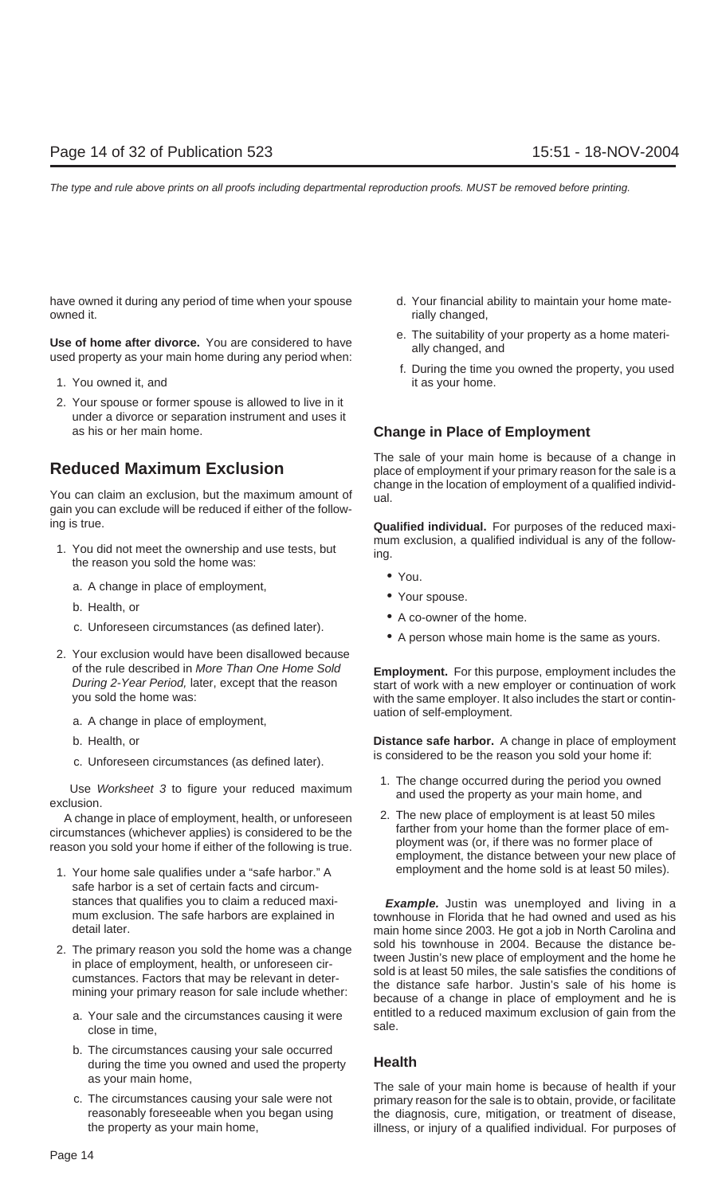have owned it during any period of time when your spouse owned it.

**Use of home after divorce.** You are considered to have used property as your main home during any period when:

1. You owned it, and
2. Your spouse or former spouse is allowed to live in it under a divorce or separation instrument and uses it as his or her main home.

## Reduced Maximum Exclusion

You can claim an exclusion, but the maximum amount of gain you can exclude will be reduced if either of the following is true.

1. You did not meet the ownership and use tests, but the reason you sold the home was:
   a. A change in place of employment,
   b. Health, or
   c. Unforeseen circumstances (as defined later).
2. Your exclusion would have been disallowed because of the rule described in *More Than One Home Sold During 2-Year Period,* later, except that the reason you sold the home was:
   a. A change in place of employment,
   b. Health, or
   c. Unforeseen circumstances (as defined later).

Use *Worksheet 3* to figure your reduced maximum exclusion.

A change in place of employment, health, or unforeseen circumstances (whichever applies) is considered to be the reason you sold your home if either of the following is true.

1. Your home sale qualifies under a "safe harbor." A safe harbor is a set of certain facts and circumstances that qualifies you to claim a reduced maximum exclusion. The safe harbors are explained in detail later.
2. The primary reason you sold the home was a change in place of employment, health, or unforeseen circumstances. Factors that may be relevant in determining your primary reason for sale include whether:
   a. Your sale and the circumstances causing it were close in time,
   b. The circumstances causing your sale occurred during the time you owned and used the property as your main home,
   c. The circumstances causing your sale were not reasonably foreseeable when you began using the property as your main home,
   d. Your financial ability to maintain your home materially changed,
   e. The suitability of your property as a home materially changed, and
   f. During the time you owned the property, you used it as your home.

### Change in Place of Employment

The sale of your main home is because of a change in place of employment if your primary reason for the sale is a change in the location of employment of a qualified individual.

**Qualified individual.** For purposes of the reduced maximum exclusion, a qualified individual is any of the following.

- You.
- Your spouse.
- A co-owner of the home.
- A person whose main home is the same as yours.

**Employment.** For this purpose, employment includes the start of work with a new employer or continuation of work with the same employer. It also includes the start or continuation of self-employment.

**Distance safe harbor.** A change in place of employment is considered to be the reason you sold your home if:

1. The change occurred during the period you owned and used the property as your main home, and
2. The new place of employment is at least 50 miles farther from your home than the former place of employment was (or, if there was no former place of employment, the distance between your new place of employment and the home sold is at least 50 miles).

***Example.*** Justin was unemployed and living in a townhouse in Florida that he had owned and used as his main home since 2003. He got a job in North Carolina and sold his townhouse in 2004. Because the distance between Justin's new place of employment and the home he sold is at least 50 miles, the sale satisfies the conditions of the distance safe harbor. Justin's sale of his home is because of a change in place of employment and he is entitled to a reduced maximum exclusion of gain from the sale.

### Health

The sale of your main home is because of health if your primary reason for the sale is to obtain, provide, or facilitate the diagnosis, cure, mitigation, or treatment of disease, illness, or injury of a qualified individual. For purposes of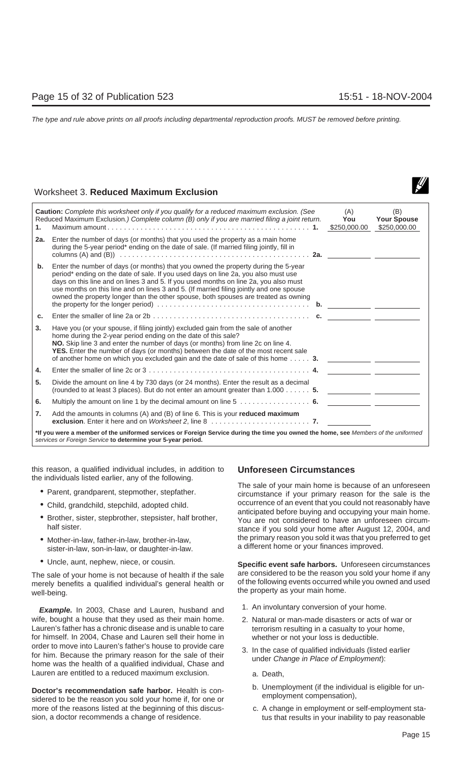## Worksheet 3. **Reduced Maximum Exclusion**

| | ***Caution:*** *Complete this worksheet only if you qualify for a reduced maximum exclusion. (See* Reduced Maximum Exclusion.*) Complete column (B) only if you are married filing a joint return.* | | (A) **You** | (B) **Your Spouse** |
|---|---|---|---|---|
| **1.** | Maximum amount | **1.** | $250,000.00 | $250,000.00 |
| **2a.** | Enter the number of days (or months) that you used the property as a main home during the 5-year period* ending on the date of sale. (If married filing jointly, fill in columns (A) and (B)) | **2a.** | | |
| **b.** | Enter the number of days (or months) that you owned the property during the 5-year period* ending on the date of sale. If you used days on line 2a, you also must use days on this line and on lines 3 and 5. If you used months on line 2a, you also must use months on this line and on lines 3 and 5. (If married filing jointly and one spouse owned the property longer than the other spouse, both spouses are treated as owning the property for the longer period) | **b.** | | |
| **c.** | Enter the smaller of line 2a or 2b | **c.** | | |
| **3.** | Have you (or your spouse, if filing jointly) excluded gain from the sale of another home during the 2-year period ending on the date of this sale? **NO.** Skip line 3 and enter the number of days (or months) from line 2c on line 4. **YES.** Enter the number of days (or months) between the date of the most recent sale of another home on which you excluded gain and the date of sale of this home | **3.** | | |
| **4.** | Enter the smaller of line 2c or 3 | **4.** | | |
| **5.** | Divide the amount on line 4 by 730 days (or 24 months). Enter the result as a decimal (rounded to at least 3 places). But do not enter an amount greater than 1.000 | **5.** | | |
| **6.** | Multiply the amount on line 1 by the decimal amount on line 5 | **6.** | | |
| **7.** | Add the amounts in columns (A) and (B) of line 6. This is your **reduced maximum exclusion**. Enter it here and on *Worksheet 2*, line 8 | **7.** | | |

***If you were a member of the uniformed services or Foreign Service during the time you owned the home, see** *Members of the uniformed services or Foreign Service* **to determine your 5-year period.**

this reason, a qualified individual includes, in addition to the individuals listed earlier, any of the following.

- Parent, grandparent, stepmother, stepfather.
- Child, grandchild, stepchild, adopted child.
- Brother, sister, stepbrother, stepsister, half brother, half sister.
- Mother-in-law, father-in-law, brother-in-law, sister-in-law, son-in-law, or daughter-in-law.
- Uncle, aunt, nephew, niece, or cousin.

The sale of your home is not because of health if the sale merely benefits a qualified individual's general health or well-being.

***Example.*** In 2003, Chase and Lauren, husband and wife, bought a house that they used as their main home. Lauren's father has a chronic disease and is unable to care for himself. In 2004, Chase and Lauren sell their home in order to move into Lauren's father's house to provide care for him. Because the primary reason for the sale of their home was the health of a qualified individual, Chase and Lauren are entitled to a reduced maximum exclusion.

**Doctor's recommendation safe harbor.** Health is considered to be the reason you sold your home if, for one or more of the reasons listed at the beginning of this discussion, a doctor recommends a change of residence.

### Unforeseen Circumstances

The sale of your main home is because of an unforeseen circumstance if your primary reason for the sale is the occurrence of an event that you could not reasonably have anticipated before buying and occupying your main home. You are not considered to have an unforeseen circumstance if you sold your home after August 12, 2004, and the primary reason you sold it was that you preferred to get a different home or your finances improved.

**Specific event safe harbors.** Unforeseen circumstances are considered to be the reason you sold your home if any of the following events occurred while you owned and used the property as your main home.

1. An involuntary conversion of your home.
2. Natural or man-made disasters or acts of war or terrorism resulting in a casualty to your home, whether or not your loss is deductible.
3. In the case of qualified individuals (listed earlier under *Change in Place of Employment*):
   a. Death,
   b. Unemployment (if the individual is eligible for unemployment compensation),
   c. A change in employment or self-employment status that results in your inability to pay reasonable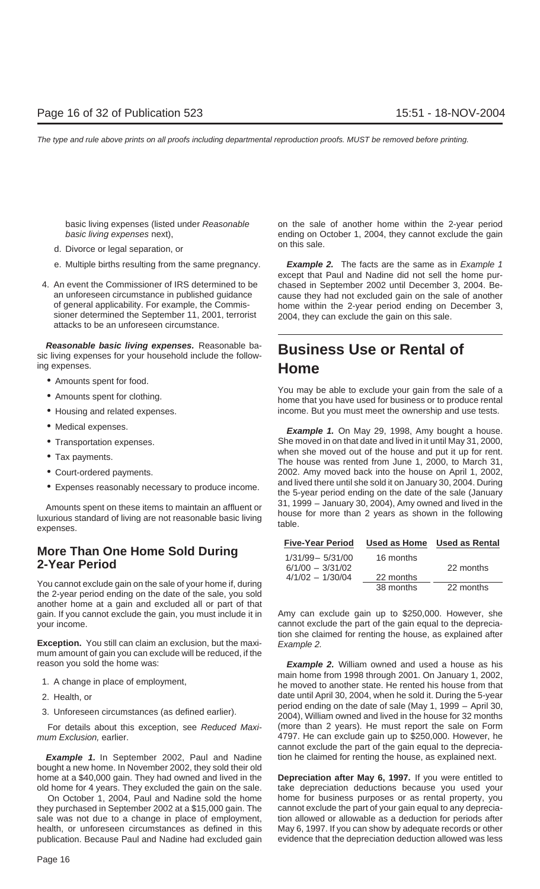basic living expenses (listed under *Reasonable basic living expenses* next),

d. Divorce or legal separation, or

e. Multiple births resulting from the same pregnancy.

4. An event the Commissioner of IRS determined to be an unforeseen circumstance in published guidance of general applicability. For example, the Commissioner determined the September 11, 2001, terrorist attacks to be an unforeseen circumstance.

***Reasonable basic living expenses.*** Reasonable basic living expenses for your household include the following expenses.

- Amounts spent for food.
- Amounts spent for clothing.
- Housing and related expenses.
- Medical expenses.
- Transportation expenses.
- Tax payments.
- Court-ordered payments.
- Expenses reasonably necessary to produce income.

Amounts spent on these items to maintain an affluent or luxurious standard of living are not reasonable basic living expenses.

## More Than One Home Sold During 2-Year Period

You cannot exclude gain on the sale of your home if, during the 2-year period ending on the date of the sale, you sold another home at a gain and excluded all or part of that gain. If you cannot exclude the gain, you must include it in your income.

**Exception.** You still can claim an exclusion, but the maximum amount of gain you can exclude will be reduced, if the reason you sold the home was:

1. A change in place of employment,
2. Health, or
3. Unforeseen circumstances (as defined earlier).

For details about this exception, see *Reduced Maximum Exclusion,* earlier.

***Example 1.*** In September 2002, Paul and Nadine bought a new home. In November 2002, they sold their old home at a $40,000 gain. They had owned and lived in the old home for 4 years. They excluded the gain on the sale.

On October 1, 2004, Paul and Nadine sold the home they purchased in September 2002 at a $15,000 gain. The sale was not due to a change in place of employment, health, or unforeseen circumstances as defined in this publication. Because Paul and Nadine had excluded gain on the sale of another home within the 2-year period ending on October 1, 2004, they cannot exclude the gain on this sale.

***Example 2.*** The facts are the same as in *Example 1* except that Paul and Nadine did not sell the home purchased in September 2002 until December 3, 2004. Because they had not excluded gain on the sale of another home within the 2-year period ending on December 3, 2004, they can exclude the gain on this sale.

# Business Use or Rental of Home

You may be able to exclude your gain from the sale of a home that you have used for business or to produce rental income. But you must meet the ownership and use tests.

***Example 1.*** On May 29, 1998, Amy bought a house. She moved in on that date and lived in it until May 31, 2000, when she moved out of the house and put it up for rent. The house was rented from June 1, 2000, to March 31, 2002. Amy moved back into the house on April 1, 2002, and lived there until she sold it on January 30, 2004. During the 5-year period ending on the date of the sale (January 31, 1999 – January 30, 2004), Amy owned and lived in the house for more than 2 years as shown in the following table.

| Five-Year Period | Used as Home | Used as Rental |
|---|---|---|
| 1/31/99 – 5/31/00 | 16 months | |
| 6/1/00 – 3/31/02 | | 22 months |
| 4/1/02 – 1/30/04 | 22 months | |
| | 38 months | 22 months |

Amy can exclude gain up to $250,000. However, she cannot exclude the part of the gain equal to the depreciation she claimed for renting the house, as explained after *Example 2.*

***Example 2.*** William owned and used a house as his main home from 1998 through 2001. On January 1, 2002, he moved to another state. He rented his house from that date until April 30, 2004, when he sold it. During the 5-year period ending on the date of sale (May 1, 1999 – April 30, 2004), William owned and lived in the house for 32 months (more than 2 years). He must report the sale on Form 4797. He can exclude gain up to $250,000. However, he cannot exclude the part of the gain equal to the depreciation he claimed for renting the house, as explained next.

**Depreciation after May 6, 1997.** If you were entitled to take depreciation deductions because you used your home for business purposes or as rental property, you cannot exclude the part of your gain equal to any depreciation allowed or allowable as a deduction for periods after May 6, 1997. If you can show by adequate records or other evidence that the depreciation deduction allowed was less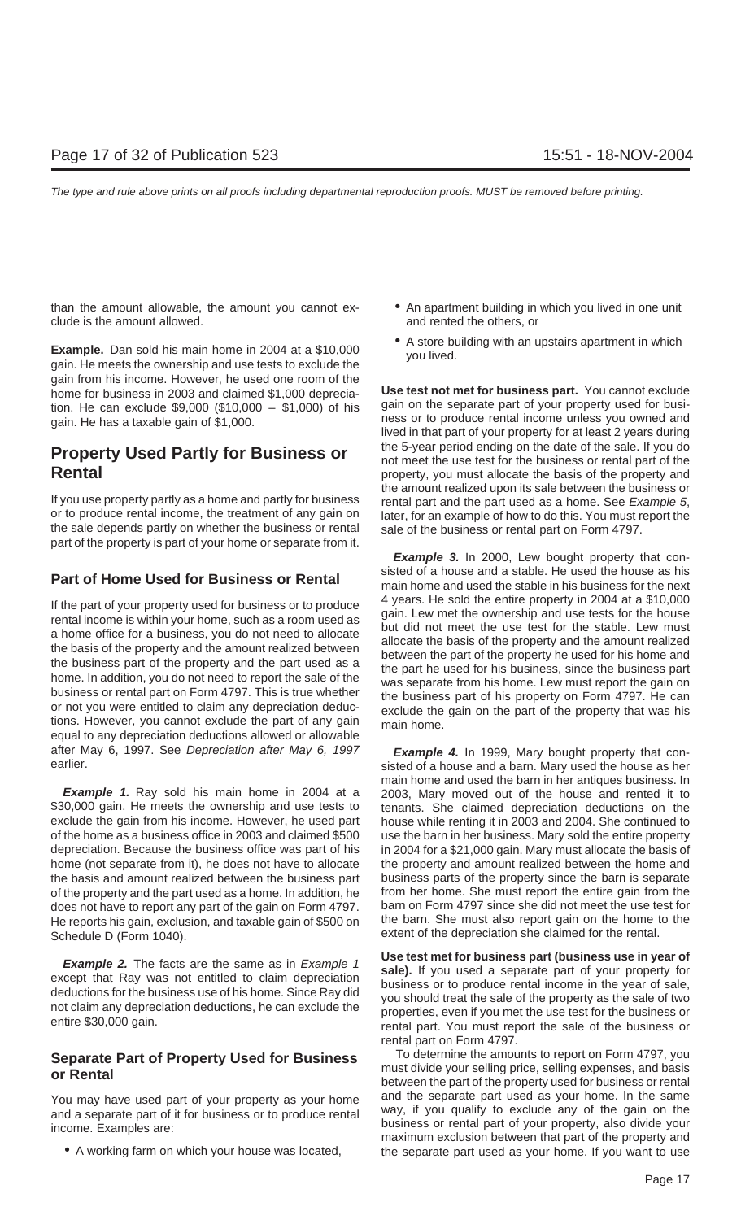than the amount allowable, the amount you cannot exclude is the amount allowed.

**Example.** Dan sold his main home in 2004 at a $10,000 gain. He meets the ownership and use tests to exclude the gain from his income. However, he used one room of the home for business in 2003 and claimed $1,000 depreciation. He can exclude $9,000 ($10,000 – $1,000) of his gain. He has a taxable gain of $1,000.

## Property Used Partly for Business or Rental

If you use property partly as a home and partly for business or to produce rental income, the treatment of any gain on the sale depends partly on whether the business or rental part of the property is part of your home or separate from it.

### Part of Home Used for Business or Rental

If the part of your property used for business or to produce rental income is within your home, such as a room used as a home office for a business, you do not need to allocate the basis of the property and the amount realized between the business part of the property and the part used as a home. In addition, you do not need to report the sale of the business or rental part on Form 4797. This is true whether or not you were entitled to claim any depreciation deductions. However, you cannot exclude the part of any gain equal to any depreciation deductions allowed or allowable after May 6, 1997. See *Depreciation after May 6, 1997* earlier.

***Example 1.*** Ray sold his main home in 2004 at a $30,000 gain. He meets the ownership and use tests to exclude the gain from his income. However, he used part of the home as a business office in 2003 and claimed $500 depreciation. Because the business office was part of his home (not separate from it), he does not have to allocate the basis and amount realized between the business part of the property and the part used as a home. In addition, he does not have to report any part of the gain on Form 4797. He reports his gain, exclusion, and taxable gain of $500 on Schedule D (Form 1040).

***Example 2.*** The facts are the same as in *Example 1* except that Ray was not entitled to claim depreciation deductions for the business use of his home. Since Ray did not claim any depreciation deductions, he can exclude the entire $30,000 gain.

### Separate Part of Property Used for Business or Rental

You may have used part of your property as your home and a separate part of it for business or to produce rental income. Examples are:

- A working farm on which your house was located,
- An apartment building in which you lived in one unit and rented the others, or
- A store building with an upstairs apartment in which you lived.

**Use test not met for business part.** You cannot exclude gain on the separate part of your property used for business or to produce rental income unless you owned and lived in that part of your property for at least 2 years during the 5-year period ending on the date of the sale. If you do not meet the use test for the business or rental part of the property, you must allocate the basis of the property and the amount realized upon its sale between the business or rental part and the part used as a home. See *Example 5*, later, for an example of how to do this. You must report the sale of the business or rental part on Form 4797.

***Example 3.*** In 2000, Lew bought property that consisted of a house and a stable. He used the house as his main home and used the stable in his business for the next 4 years. He sold the entire property in 2004 at a $10,000 gain. Lew met the ownership and use tests for the house but did not meet the use test for the stable. Lew must allocate the basis of the property and the amount realized between the part of the property he used for his home and the part he used for his business, since the business part was separate from his home. Lew must report the gain on the business part of his property on Form 4797. He can exclude the gain on the part of the property that was his main home.

***Example 4.*** In 1999, Mary bought property that consisted of a house and a barn. Mary used the house as her main home and used the barn in her antiques business. In 2003, Mary moved out of the house and rented it to tenants. She claimed depreciation deductions on the house while renting it in 2003 and 2004. She continued to use the barn in her business. Mary sold the entire property in 2004 for a $21,000 gain. Mary must allocate the basis of the property and amount realized between the home and business parts of the property since the barn is separate from her home. She must report the entire gain from the barn on Form 4797 since she did not meet the use test for the barn. She must also report gain on the home to the extent of the depreciation she claimed for the rental.

**Use test met for business part (business use in year of sale).** If you used a separate part of your property for business or to produce rental income in the year of sale, you should treat the sale of the property as the sale of two properties, even if you met the use test for the business or rental part. You must report the sale of the business or rental part on Form 4797.

To determine the amounts to report on Form 4797, you must divide your selling price, selling expenses, and basis between the part of the property used for business or rental and the separate part used as your home. In the same way, if you qualify to exclude any of the gain on the business or rental part of your property, also divide your maximum exclusion between that part of the property and the separate part used as your home. If you want to use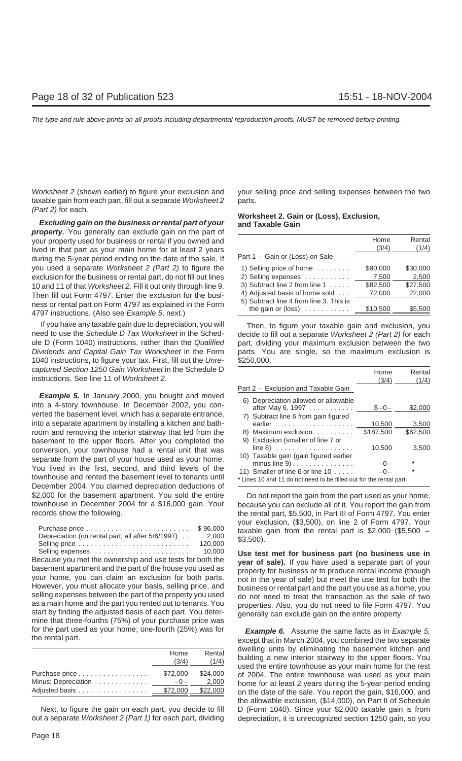*Worksheet 2* (shown earlier) to figure your exclusion and taxable gain from each part, fill out a separate *Worksheet 2 (Part 2)* for each.

***Excluding gain on the business or rental part of your property.*** You generally can exclude gain on the part of your property used for business or rental if you owned and lived in that part as your main home for at least 2 years during the 5-year period ending on the date of the sale. If you used a separate *Worksheet 2 (Part 2)* to figure the exclusion for the business or rental part, do not fill out lines 10 and 11 of that *Worksheet 2.* Fill it out only through line 9. Then fill out Form 4797. Enter the exclusion for the business or rental part on Form 4797 as explained in the Form 4797 instructions. (Also see *Example 5*, next.)

If you have any taxable gain due to depreciation, you will need to use the *Schedule D Tax Worksheet* in the Schedule D (Form 1040) instructions, rather than the *Qualified Dividends and Capital Gain Tax Worksheet* in the Form 1040 instructions, to figure your tax. First, fill out the *Unrecaptured Section 1250 Gain Worksheet* in the Schedule D instructions. See line 11 of *Worksheet 2.*

***Example 5.*** In January 2000, you bought and moved into a 4-story townhouse. In December 2002, you converted the basement level, which has a separate entrance, into a separate apartment by installing a kitchen and bathroom and removing the interior stairway that led from the basement to the upper floors. After you completed the conversion, your townhouse had a rental unit that was separate from the part of your house used as your home. You lived in the first, second, and third levels of the townhouse and rented the basement level to tenants until December 2004. You claimed depreciation deductions of $2,000 for the basement apartment. You sold the entire townhouse in December 2004 for a $16,000 gain. Your records show the following.

| | |
|---|---|
| Purchase price | $ 96,000 |
| Depreciation (on rental part; all after 5/6/1997) | 2,000 |
| Selling price | 120,000 |
| Selling expenses | 10,000 |

Because you met the ownership and use tests for both the basement apartment and the part of the house you used as your home, you can claim an exclusion for both parts. However, you must allocate your basis, selling price, and selling expenses between the part of the property you used as a main home and the part you rented out to tenants. You start by finding the adjusted basis of each part. You determine that three-fourths (75%) of your purchase price was for the part used as your home; one-fourth (25%) was for the rental part.

| | Home (3/4) | Rental (1/4) |
|---|---|---|
| Purchase price | $72,000 | $24,000 |
| Minus: Depreciation | –0– | 2,000 |
| Adjusted basis | $72,000 | $22,000 |

Next, to figure the gain on each part, you decide to fill out a separate *Worksheet 2 (Part 1)* for each part, dividing your selling price and selling expenses between the two parts.

**Worksheet 2. Gain or (Loss), Exclusion, and Taxable Gain**

| | Home (3/4) | Rental (1/4) |
|---|---|---|
| Part 1 – Gain or (Loss) on Sale | | |
| 1) Selling price of home | $90,000 | $30,000 |
| 2) Selling expenses | 7,500 | 2,500 |
| 3) Subtract line 2 from line 1 | $82,500 | $27,500 |
| 4) Adjusted basis of home sold | 72,000 | 22,000 |
| 5) Subtract line 4 from line 3. This is the gain or (loss) | $10,500 | $5,500 |

Then, to figure your taxable gain and exclusion, you decide to fill out a separate *Worksheet 2 (Part 2)* for each part, dividing your maximum exclusion between the two parts. You are single, so the maximum exclusion is $250,000.

| | Home (3/4) | Rental (1/4) |
|---|---|---|
| Part 2 – Exclusion and Taxable Gain | | |
| 6) Depreciation allowed or allowable after May 6, 1997 | $–0– | $2,000 |
| 7) Subtract line 6 from gain figured earlier | 10,500 | 3,500 |
| 8) Maximum exclusion | $187,500 | $62,500 |
| 9) Exclusion (smaller of line 7 or line 8) | 10,500 | 3,500 |
| 10) Taxable gain (gain figured earlier minus line 9) | –0– | * |
| 11) Smaller of line 6 or line 10 | –0– | * |

\* Lines 10 and 11 do not need to be filled out for the rental part.

Do not report the gain from the part used as your home, because you can exclude all of it. You report the gain from the rental part, $5,500, in Part III of Form 4797. You enter your exclusion, ($3,500), on line 2 of Form 4797. Your taxable gain from the rental part is $2,000 ($5,500 – $3,500).

**Use test met for business part (no business use in year of sale).** If you have used a separate part of your property for business or to produce rental income (though not in the year of sale) but meet the use test for both the business or rental part and the part you use as a home, you do not need to treat the transaction as the sale of two properties. Also, you do not need to file Form 4797. You generally can exclude gain on the entire property.

***Example 6.*** Assume the same facts as in *Example 5*, except that in March 2004, you combined the two separate dwelling units by eliminating the basement kitchen and building a new interior stairway to the upper floors. You used the entire townhouse as your main home for the rest of 2004. The entire townhouse was used as your main home for at least 2 years during the 5-year period ending on the date of the sale. You report the gain, $16,000, and the allowable exclusion, ($14,000), on Part II of Schedule D (Form 1040). Since your $2,000 taxable gain is from depreciation, it is unrecognized section 1250 gain, so you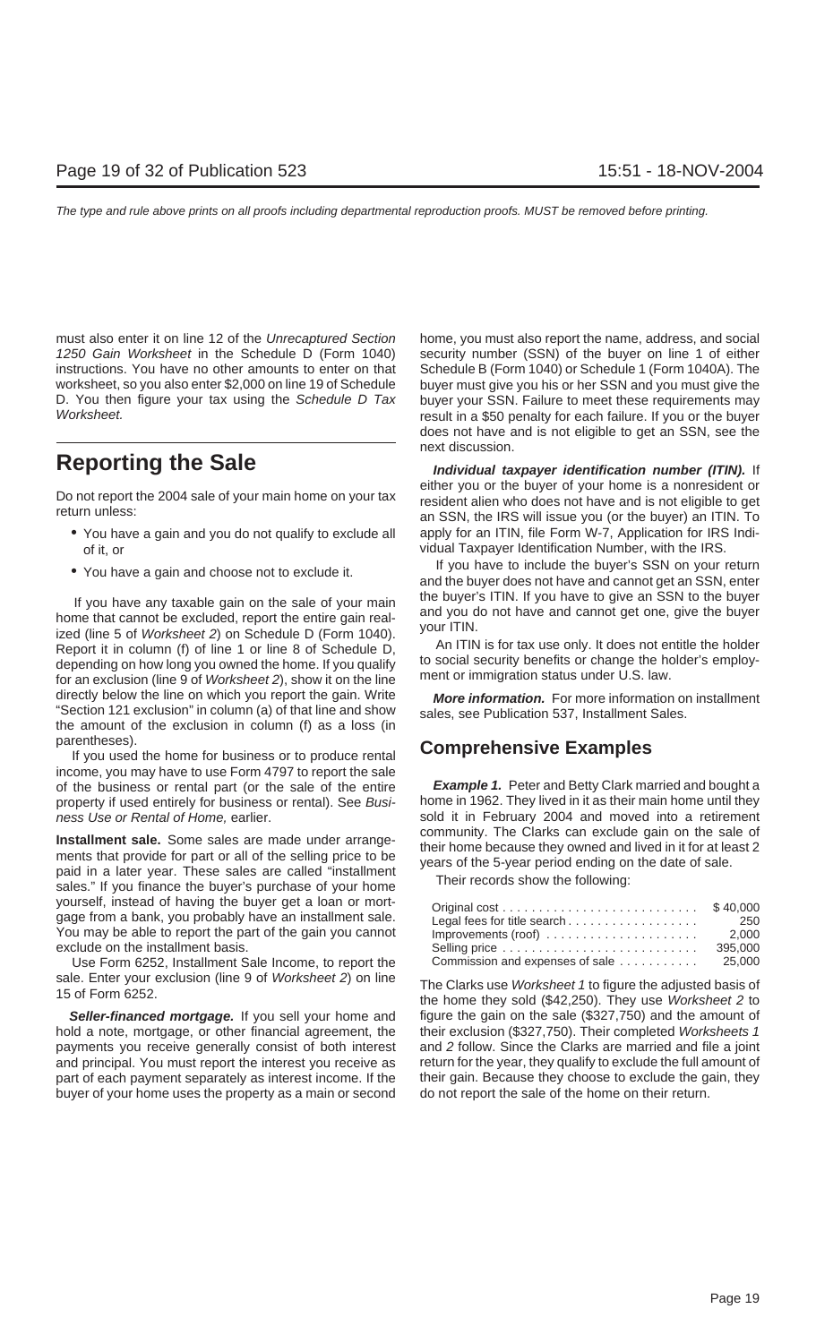must also enter it on line 12 of the *Unrecaptured Section 1250 Gain Worksheet* in the Schedule D (Form 1040) instructions. You have no other amounts to enter on that worksheet, so you also enter $2,000 on line 19 of Schedule D. You then figure your tax using the *Schedule D Tax Worksheet.*

# Reporting the Sale

Do not report the 2004 sale of your main home on your tax return unless:

- You have a gain and you do not qualify to exclude all of it, or
- You have a gain and choose not to exclude it.

If you have any taxable gain on the sale of your main home that cannot be excluded, report the entire gain realized (line 5 of *Worksheet 2*) on Schedule D (Form 1040). Report it in column (f) of line 1 or line 8 of Schedule D, depending on how long you owned the home. If you qualify for an exclusion (line 9 of *Worksheet 2*), show it on the line directly below the line on which you report the gain. Write "Section 121 exclusion" in column (a) of that line and show the amount of the exclusion in column (f) as a loss (in parentheses).

If you used the home for business or to produce rental income, you may have to use Form 4797 to report the sale of the business or rental part (or the sale of the entire property if used entirely for business or rental). See *Business Use or Rental of Home,* earlier.

**Installment sale.** Some sales are made under arrangements that provide for part or all of the selling price to be paid in a later year. These sales are called "installment sales." If you finance the buyer's purchase of your home yourself, instead of having the buyer get a loan or mortgage from a bank, you probably have an installment sale. You may be able to report the part of the gain you cannot exclude on the installment basis.

Use Form 6252, Installment Sale Income, to report the sale. Enter your exclusion (line 9 of *Worksheet 2*) on line 15 of Form 6252.

***Seller-financed mortgage.*** If you sell your home and hold a note, mortgage, or other financial agreement, the payments you receive generally consist of both interest and principal. You must report the interest you receive as part of each payment separately as interest income. If the buyer of your home uses the property as a main or second home, you must also report the name, address, and social security number (SSN) of the buyer on line 1 of either Schedule B (Form 1040) or Schedule 1 (Form 1040A). The buyer must give you his or her SSN and you must give the buyer your SSN. Failure to meet these requirements may result in a $50 penalty for each failure. If you or the buyer does not have and is not eligible to get an SSN, see the next discussion.

***Individual taxpayer identification number (ITIN).*** If either you or the buyer of your home is a nonresident or resident alien who does not have and is not eligible to get an SSN, the IRS will issue you (or the buyer) an ITIN. To apply for an ITIN, file Form W-7, Application for IRS Individual Taxpayer Identification Number, with the IRS.

If you have to include the buyer's SSN on your return and the buyer does not have and cannot get an SSN, enter the buyer's ITIN. If you have to give an SSN to the buyer and you do not have and cannot get one, give the buyer your ITIN.

An ITIN is for tax use only. It does not entitle the holder to social security benefits or change the holder's employment or immigration status under U.S. law.

***More information.*** For more information on installment sales, see Publication 537, Installment Sales.

## Comprehensive Examples

***Example 1.*** Peter and Betty Clark married and bought a home in 1962. They lived in it as their main home until they sold it in February 2004 and moved into a retirement community. The Clarks can exclude gain on the sale of their home because they owned and lived in it for at least 2 years of the 5-year period ending on the date of sale.

Their records show the following:

| | |
|---|---|
| Original cost | $40,000 |
| Legal fees for title search | 250 |
| Improvements (roof) | 2,000 |
| Selling price | 395,000 |
| Commission and expenses of sale | 25,000 |

The Clarks use *Worksheet 1* to figure the adjusted basis of the home they sold ($42,250). They use *Worksheet 2* to figure the gain on the sale ($327,750) and the amount of their exclusion ($327,750). Their completed *Worksheets 1* and *2* follow. Since the Clarks are married and file a joint return for the year, they qualify to exclude the full amount of their gain. Because they choose to exclude the gain, they do not report the sale of the home on their return.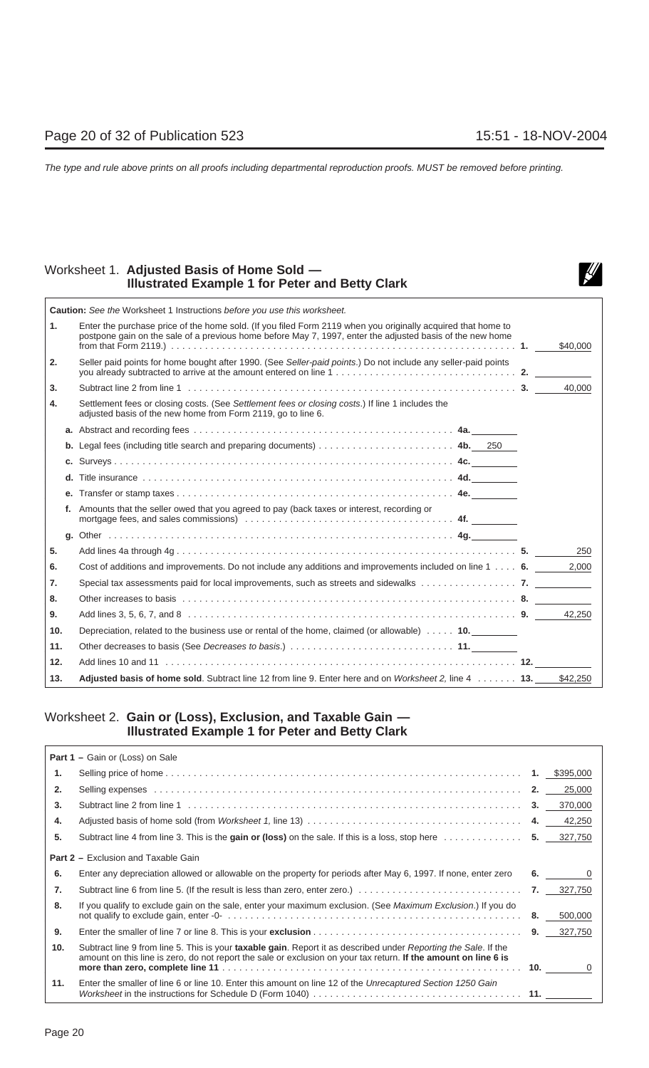The type and rule above prints on all proofs including departmental reproduction proofs. MUST be removed before printing.

## Worksheet 1. Adjusted Basis of Home Sold — Illustrated Example 1 for Peter and Betty Clark

**Caution:** See the Worksheet 1 Instructions *before you use this worksheet.*

| | | | |
|---|---|---|---|
| **1.** | Enter the purchase price of the home sold. (If you filed Form 2119 when you originally acquired that home to postpone gain on the sale of a previous home before May 7, 1997, enter the adjusted basis of the new home from that Form 2119.) | **1.** | $40,000 |
| **2.** | Seller paid points for home bought after 1990. (See *Seller-paid points.*) Do not include any seller-paid points you already subtracted to arrive at the amount entered on line 1 | **2.** | |
| **3.** | Subtract line 2 from line 1 | **3.** | 40,000 |
| **4.** | Settlement fees or closing costs. (See *Settlement fees or closing costs.*) If line 1 includes the adjusted basis of the new home from Form 2119, go to line 6. | | |
| | **a.** Abstract and recording fees — **4a.** | | |
| | **b.** Legal fees (including title search and preparing documents) — **4b.** 250 | | |
| | **c.** Surveys — **4c.** | | |
| | **d.** Title insurance — **4d.** | | |
| | **e.** Transfer or stamp taxes — **4e.** | | |
| | **f.** Amounts that the seller owed that you agreed to pay (back taxes or interest, recording or mortgage fees, and sales commissions) — **4f.** | | |
| | **g.** Other — **4g.** | | |
| **5.** | Add lines 4a through 4g | **5.** | 250 |
| **6.** | Cost of additions and improvements. Do not include any additions and improvements included on line 1 | **6.** | 2,000 |
| **7.** | Special tax assessments paid for local improvements, such as streets and sidewalks | **7.** | |
| **8.** | Other increases to basis | **8.** | |
| **9.** | Add lines 3, 5, 6, 7, and 8 | **9.** | 42,250 |
| **10.** | Depreciation, related to the business use or rental of the home, claimed (or allowable) — **10.** | | |
| **11.** | Other decreases to basis (See *Decreases to basis.*) — **11.** | | |
| **12.** | Add lines 10 and 11 | **12.** | |
| **13.** | **Adjusted basis of home sold**. Subtract line 12 from line 9. Enter here and on *Worksheet 2,* line 4 | **13.** | $42,250 |

## Worksheet 2. Gain or (Loss), Exclusion, and Taxable Gain — Illustrated Example 1 for Peter and Betty Clark

**Part 1 –** Gain or (Loss) on Sale

| | | | |
|---|---|---|---|
| **1.** | Selling price of home | **1.** | $395,000 |
| **2.** | Selling expenses | **2.** | 25,000 |
| **3.** | Subtract line 2 from line 1 | **3.** | 370,000 |
| **4.** | Adjusted basis of home sold (from *Worksheet 1,* line 13) | **4.** | 42,250 |
| **5.** | Subtract line 4 from line 3. This is the **gain or (loss)** on the sale. If this is a loss, stop here | **5.** | 327,750 |

**Part 2 –** Exclusion and Taxable Gain

| | | | |
|---|---|---|---|
| **6.** | Enter any depreciation allowed or allowable on the property for periods after May 6, 1997. If none, enter zero | **6.** | 0 |
| **7.** | Subtract line 6 from line 5. (If the result is less than zero, enter zero.) | **7.** | 327,750 |
| **8.** | If you qualify to exclude gain on the sale, enter your maximum exclusion. (See *Maximum Exclusion.*) If you do not qualify to exclude gain, enter -0- | **8.** | 500,000 |
| **9.** | Enter the smaller of line 7 or line 8. This is your **exclusion** | **9.** | 327,750 |
| **10.** | Subtract line 9 from line 5. This is your **taxable gain**. Report it as described under *Reporting the Sale*. If the amount on this line is zero, do not report the sale or exclusion on your tax return. **If the amount on line 6 is more than zero, complete line 11** | **10.** | 0 |
| **11.** | Enter the smaller of line 6 or line 10. Enter this amount on line 12 of the *Unrecaptured Section 1250 Gain Worksheet* in the instructions for Schedule D (Form 1040) | **11.** | |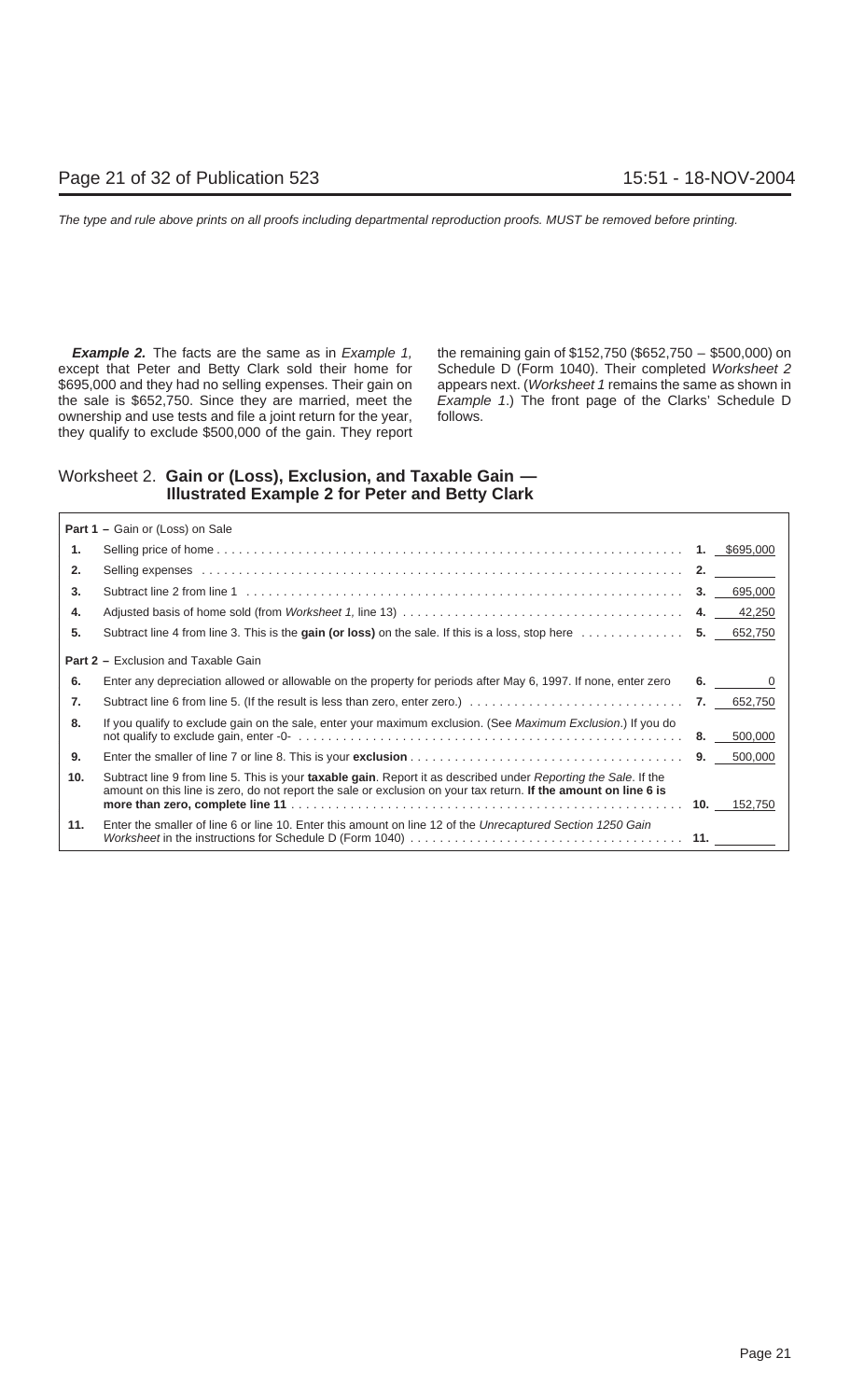***Example 2.*** The facts are the same as in *Example 1,* except that Peter and Betty Clark sold their home for $695,000 and they had no selling expenses. Their gain on the sale is $652,750. Since they are married, meet the ownership and use tests and file a joint return for the year, they qualify to exclude $500,000 of the gain. They report the remaining gain of $152,750 ($652,750 – $500,000) on Schedule D (Form 1040). Their completed *Worksheet 2* appears next. (*Worksheet 1* remains the same as shown in *Example 1*.) The front page of the Clarks' Schedule D follows.

## Worksheet 2. **Gain or (Loss), Exclusion, and Taxable Gain — Illustrated Example 2 for Peter and Betty Clark**

| | | | |
|---|---|---|---|
| | **Part 1 –** Gain or (Loss) on Sale | | |
| **1.** | Selling price of home | **1.** | $695,000 |
| **2.** | Selling expenses | **2.** | |
| **3.** | Subtract line 2 from line 1 | **3.** | 695,000 |
| **4.** | Adjusted basis of home sold (from *Worksheet 1,* line 13) | **4.** | 42,250 |
| **5.** | Subtract line 4 from line 3. This is the **gain (or loss)** on the sale. If this is a loss, stop here | **5.** | 652,750 |
| | **Part 2 –** Exclusion and Taxable Gain | | |
| **6.** | Enter any depreciation allowed or allowable on the property for periods after May 6, 1997. If none, enter zero | **6.** | 0 |
| **7.** | Subtract line 6 from line 5. (If the result is less than zero, enter zero.) | **7.** | 652,750 |
| **8.** | If you qualify to exclude gain on the sale, enter your maximum exclusion. (See *Maximum Exclusion*.) If you do not qualify to exclude gain, enter -0- | **8.** | 500,000 |
| **9.** | Enter the smaller of line 7 or line 8. This is your **exclusion** | **9.** | 500,000 |
| **10.** | Subtract line 9 from line 5. This is your **taxable gain**. Report it as described under *Reporting the Sale*. If the amount on this line is zero, do not report the sale or exclusion on your tax return. **If the amount on line 6 is more than zero, complete line 11** | **10.** | 152,750 |
| **11.** | Enter the smaller of line 6 or line 10. Enter this amount on line 12 of the *Unrecaptured Section 1250 Gain Worksheet* in the instructions for Schedule D (Form 1040) | **11.** | |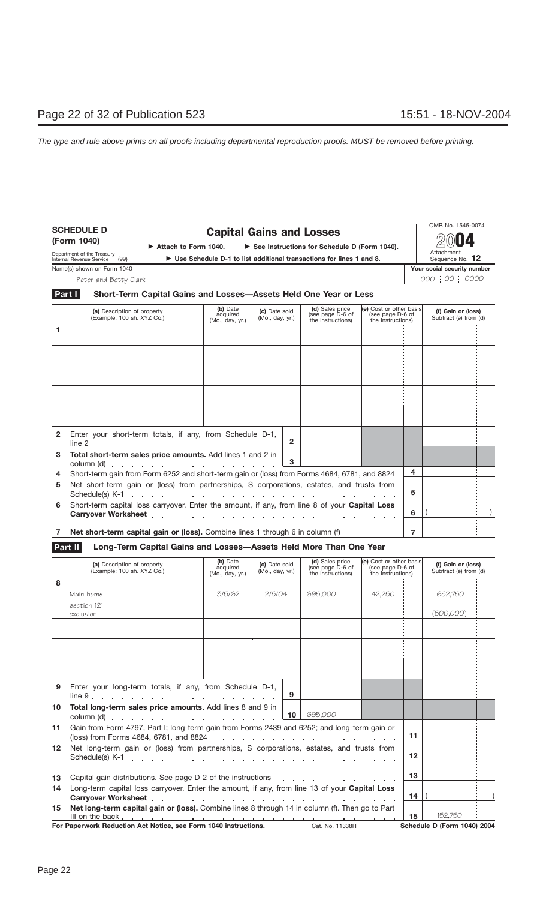The type and rule above prints on all proofs including departmental reproduction proofs. MUST be removed before printing.

**SCHEDULE D (Form 1040)**

Department of the Treasury
Internal Revenue Service (99)

# Capital Gains and Losses

▶ Attach to Form 1040. ▶ See Instructions for Schedule D (Form 1040).

▶ Use Schedule D-1 to list additional transactions for lines 1 and 8.

OMB No. 1545-0074

2004

Attachment Sequence No. **12**

Name(s) shown on Form 1040: Peter and Betty Clark

Your social security number: 000 | 00 | 0000

## Part I Short-Term Capital Gains and Losses—Assets Held One Year or Less

| | (a) Description of property (Example: 100 sh. XYZ Co.) | (b) Date acquired (Mo., day, yr.) | (c) Date sold (Mo., day, yr.) | (d) Sales price (see page D-6 of the instructions) | (e) Cost or other basis (see page D-6 of the instructions) | (f) Gain or (loss) Subtract (e) from (d) |
|---|---|---|---|---|---|---|
| 1 | | | | | | |
| | | | | | | |
| | | | | | | |
| | | | | | | |
| | | | | | | |
| 2 | Enter your short-term totals, if any, from Schedule D-1, line 2 | | 2 | | | |
| 3 | **Total short-term sales price amounts.** Add lines 1 and 2 in column (d) | | 3 | | | |
| 4 | Short-term gain from Form 6252 and short-term gain or (loss) from Forms 4684, 6781, and 8824 | | | | 4 | |
| 5 | Net short-term gain or (loss) from partnerships, S corporations, estates, and trusts from Schedule(s) K-1 | | | | 5 | |
| 6 | Short-term capital loss carryover. Enter the amount, if any, from line 8 of your **Capital Loss Carryover Worksheet** | | | | 6 | ( ) |
| 7 | **Net short-term capital gain or (loss).** Combine lines 1 through 6 in column (f) | | | | 7 | |

## Part II Long-Term Capital Gains and Losses—Assets Held More Than One Year

| | (a) Description of property (Example: 100 sh. XYZ Co.) | (b) Date acquired (Mo., day, yr.) | (c) Date sold (Mo., day, yr.) | (d) Sales price (see page D-6 of the instructions) | (e) Cost or other basis (see page D-6 of the instructions) | (f) Gain or (loss) Subtract (e) from (d) |
|---|---|---|---|---|---|---|
| 8 | Main home | 3/5/62 | 2/5/04 | 695,000 | 42,250 | 652,750 |
| | section 121 exclusion | | | | | (500,000) |
| | | | | | | |
| | | | | | | |
| | | | | | | |
| 9 | Enter your long-term totals, if any, from Schedule D-1, line 9 | | 9 | | | |
| 10 | **Total long-term sales price amounts.** Add lines 8 and 9 in column (d) | | 10 | 695,000 | | |
| 11 | Gain from Form 4797, Part I; long-term gain from Forms 2439 and 6252; and long-term gain or (loss) from Forms 4684, 6781, and 8824 | | | | 11 | |
| 12 | Net long-term gain or (loss) from partnerships, S corporations, estates, and trusts from Schedule(s) K-1 | | | | 12 | |
| 13 | Capital gain distributions. See page D-2 of the instructions | | | | 13 | |
| 14 | Long-term capital loss carryover. Enter the amount, if any, from line 13 of your **Capital Loss Carryover Worksheet** | | | | 14 | ( ) |
| 15 | **Net long-term capital gain or (loss).** Combine lines 8 through 14 in column (f). Then go to Part III on the back | | | | 15 | 152,750 |

**For Paperwork Reduction Act Notice, see Form 1040 instructions.** Cat. No. 11338H **Schedule D (Form 1040) 2004**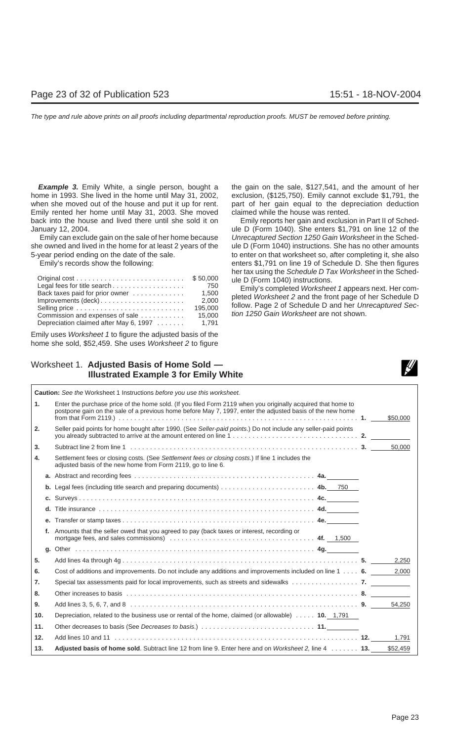*The type and rule above prints on all proofs including departmental reproduction proofs. MUST be removed before printing.*

***Example 3.*** Emily White, a single person, bought a home in 1993. She lived in the home until May 31, 2002, when she moved out of the house and put it up for rent. Emily rented her home until May 31, 2003. She moved back into the house and lived there until she sold it on January 12, 2004.

Emily can exclude gain on the sale of her home because she owned and lived in the home for at least 2 years of the 5-year period ending on the date of the sale.

Emily's records show the following:

| | |
|---|---|
| Original cost | $ 50,000 |
| Legal fees for title search | 750 |
| Back taxes paid for prior owner | 1,500 |
| Improvements (deck) | 2,000 |
| Selling price | 195,000 |
| Commission and expenses of sale | 15,000 |
| Depreciation claimed after May 6, 1997 | 1,791 |

Emily uses *Worksheet 1* to figure the adjusted basis of the home she sold, $52,459. She uses *Worksheet 2* to figure the gain on the sale, $127,541, and the amount of her exclusion, ($125,750). Emily cannot exclude $1,791, the part of her gain equal to the depreciation deduction claimed while the house was rented.

Emily reports her gain and exclusion in Part II of Schedule D (Form 1040). She enters $1,791 on line 12 of the *Unrecaptured Section 1250 Gain Worksheet* in the Schedule D (Form 1040) instructions. She has no other amounts to enter on that worksheet so, after completing it, she also enters $1,791 on line 19 of Schedule D. She then figures her tax using the *Schedule D Tax Worksheet* in the Schedule D (Form 1040) instructions.

Emily's completed *Worksheet 1* appears next. Her completed *Worksheet 2* and the front page of her Schedule D follow. Page 2 of Schedule D and her *Unrecaptured Section 1250 Gain Worksheet* are not shown.

## Worksheet 1. Adjusted Basis of Home Sold — Illustrated Example 3 for Emily White

**Caution:** *See the* Worksheet 1 Instructions *before you use this worksheet.*

| | | | |
|---|---|---|---|
| **1.** | Enter the purchase price of the home sold. (If you filed Form 2119 when you originally acquired that home to postpone gain on the sale of a previous home before May 7, 1997, enter the adjusted basis of the new home from that Form 2119.) **1.** | | $50,000 |
| **2.** | Seller paid points for home bought after 1990. (See *Seller-paid points*.) Do not include any seller-paid points you already subtracted to arrive at the amount entered on line 1 **2.** | | |
| **3.** | Subtract line 2 from line 1 **3.** | | 50,000 |
| **4.** | Settlement fees or closing costs. (See *Settlement fees or closing costs*.) If line 1 includes the adjusted basis of the new home from Form 2119, go to line 6. | | |
| | **a.** Abstract and recording fees **4a.** | | |
| | **b.** Legal fees (including title search and preparing documents) **4b.** | 750 | |
| | **c.** Surveys **4c.** | | |
| | **d.** Title insurance **4d.** | | |
| | **e.** Transfer or stamp taxes **4e.** | | |
| | **f.** Amounts that the seller owed that you agreed to pay (back taxes or interest, recording or mortgage fees, and sales commissions) **4f.** | 1,500 | |
| | **g.** Other **4g.** | | |
| **5.** | Add lines 4a through 4g **5.** | | 2,250 |
| **6.** | Cost of additions and improvements. Do not include any additions and improvements included on line 1 **6.** | | 2,000 |
| **7.** | Special tax assessments paid for local improvements, such as streets and sidewalks **7.** | | |
| **8.** | Other increases to basis **8.** | | |
| **9.** | Add lines 3, 5, 6, 7, and 8 **9.** | | 54,250 |
| **10.** | Depreciation, related to the business use or rental of the home, claimed (or allowable) **10.** | 1,791 | |
| **11.** | Other decreases to basis (See *Decreases to basis*.) **11.** | | |
| **12.** | Add lines 10 and 11 **12.** | | 1,791 |
| **13.** | **Adjusted basis of home sold**. Subtract line 12 from line 9. Enter here and on *Worksheet 2*, line 4 **13.** | | $52,459 |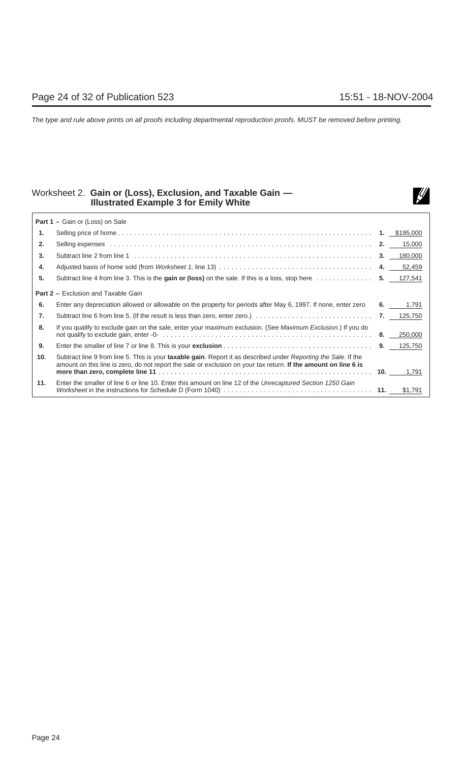## Worksheet 2. **Gain or (Loss), Exclusion, and Taxable Gain — Illustrated Example 3 for Emily White**

| | | | |
|---|---|---|---|
| | **Part 1 –** Gain or (Loss) on Sale | | |
| **1.** | Selling price of home | **1.** | $195,000 |
| **2.** | Selling expenses | **2.** | 15,000 |
| **3.** | Subtract line 2 from line 1 | **3.** | 180,000 |
| **4.** | Adjusted basis of home sold (from *Worksheet 1*, line 13) | **4.** | 52,459 |
| **5.** | Subtract line 4 from line 3. This is the **gain or (loss)** on the sale. If this is a loss, stop here | **5.** | 127,541 |
| | **Part 2 –** Exclusion and Taxable Gain | | |
| **6.** | Enter any depreciation allowed or allowable on the property for periods after May 6, 1997. If none, enter zero | **6.** | 1,791 |
| **7.** | Subtract line 6 from line 5. (If the result is less than zero, enter zero.) | **7.** | 125,750 |
| **8.** | If you qualify to exclude gain on the sale, enter your maximum exclusion. (See *Maximum Exclusion*.) If you do not qualify to exclude gain, enter -0- | **8.** | 250,000 |
| **9.** | Enter the smaller of line 7 or line 8. This is your **exclusion** | **9.** | 125,750 |
| **10.** | Subtract line 9 from line 5. This is your **taxable gain**. Report it as described under *Reporting the Sale*. If the amount on this line is zero, do not report the sale or exclusion on your tax return. **If the amount on line 6 is more than zero, complete line 11** | **10.** | 1,791 |
| **11.** | Enter the smaller of line 6 or line 10. Enter this amount on line 12 of the *Unrecaptured Section 1250 Gain Worksheet* in the instructions for Schedule D (Form 1040) | **11.** | $1,791 |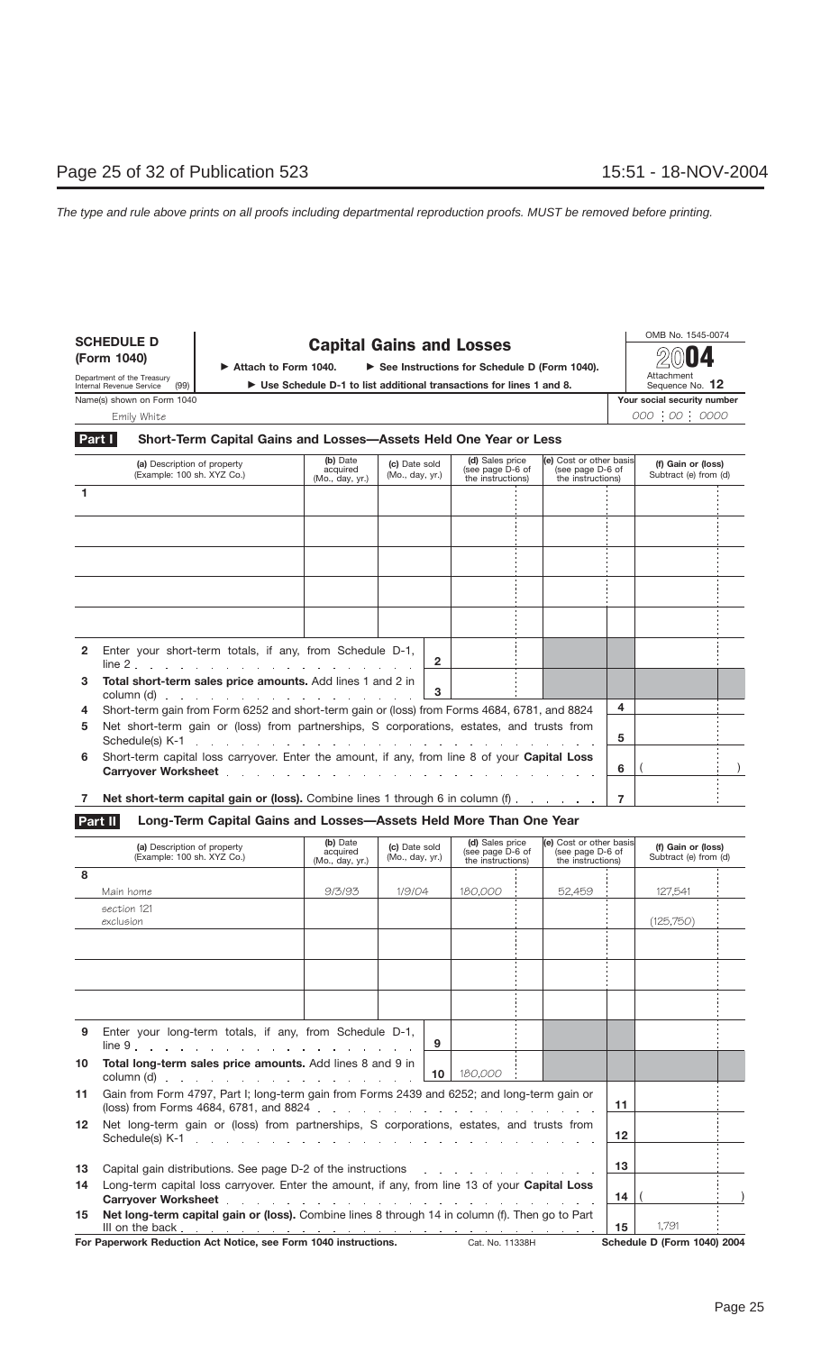The type and rule above prints on all proofs including departmental reproduction proofs. MUST be removed before printing.

**SCHEDULE D (Form 1040)**

Department of the Treasury
Internal Revenue Service (99)

# Capital Gains and Losses

▶ Attach to Form 1040. ▶ See Instructions for Schedule D (Form 1040).

▶ Use Schedule D-1 to list additional transactions for lines 1 and 8.

OMB No. 1545-0074

**2004**

Attachment Sequence No. **12**

Name(s) shown on Form 1040: Emily White

Your social security number: 000 : 00 : 0000

## Part I — Short-Term Capital Gains and Losses—Assets Held One Year or Less

| | (a) Description of property (Example: 100 sh. XYZ Co.) | (b) Date acquired (Mo., day, yr.) | (c) Date sold (Mo., day, yr.) | (d) Sales price (see page D-6 of the instructions) | (e) Cost or other basis (see page D-6 of the instructions) | (f) Gain or (loss) Subtract (e) from (d) |
|---|---|---|---|---|---|---|
| 1 | | | | | | |
| | | | | | | |
| | | | | | | |
| | | | | | | |
| | | | | | | |
| 2 | Enter your short-term totals, if any, from Schedule D-1, line 2 | | 2 | | | |
| 3 | **Total short-term sales price amounts.** Add lines 1 and 2 in column (d) | | 3 | | | |
| 4 | Short-term gain from Form 6252 and short-term gain or (loss) from Forms 4684, 6781, and 8824 | | | | 4 | |
| 5 | Net short-term gain or (loss) from partnerships, S corporations, estates, and trusts from Schedule(s) K-1 | | | | 5 | |
| 6 | Short-term capital loss carryover. Enter the amount, if any, from line 8 of your **Capital Loss Carryover Worksheet** | | | | 6 | ( ) |
| 7 | **Net short-term capital gain or (loss).** Combine lines 1 through 6 in column (f) | | | | 7 | |

## Part II — Long-Term Capital Gains and Losses—Assets Held More Than One Year

| | (a) Description of property (Example: 100 sh. XYZ Co.) | (b) Date acquired (Mo., day, yr.) | (c) Date sold (Mo., day, yr.) | (d) Sales price (see page D-6 of the instructions) | (e) Cost or other basis (see page D-6 of the instructions) | (f) Gain or (loss) Subtract (e) from (d) |
|---|---|---|---|---|---|---|
| 8 | Main home | 9/3/93 | 1/9/04 | 180,000 | 52,459 | 127,541 |
| | section 121 exclusion | | | | | (125,750) |
| | | | | | | |
| | | | | | | |
| | | | | | | |
| 9 | Enter your long-term totals, if any, from Schedule D-1, line 9 | | 9 | | | |
| 10 | **Total long-term sales price amounts.** Add lines 8 and 9 in column (d) | | 10 | 180,000 | | |
| 11 | Gain from Form 4797, Part I; long-term gain from Forms 2439 and 6252; and long-term gain or (loss) from Forms 4684, 6781, and 8824 | | | | 11 | |
| 12 | Net long-term gain or (loss) from partnerships, S corporations, estates, and trusts from Schedule(s) K-1 | | | | 12 | |
| 13 | Capital gain distributions. See page D-2 of the instructions | | | | 13 | |
| 14 | Long-term capital loss carryover. Enter the amount, if any, from line 13 of your **Capital Loss Carryover Worksheet** | | | | 14 | ( ) |
| 15 | **Net long-term capital gain or (loss).** Combine lines 8 through 14 in column (f). Then go to Part III on the back | | | | 15 | 1,791 |

**For Paperwork Reduction Act Notice, see Form 1040 instructions.** Cat. No. 11338H **Schedule D (Form 1040) 2004**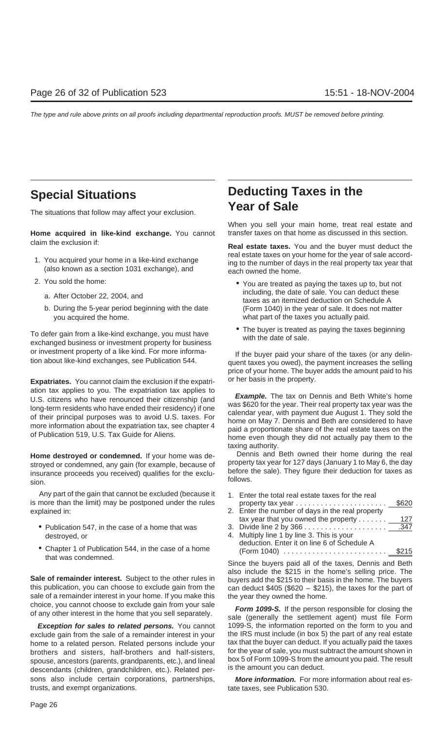## Special Situations

The situations that follow may affect your exclusion.

**Home acquired in like-kind exchange.** You cannot claim the exclusion if:

1. You acquired your home in a like-kind exchange (also known as a section 1031 exchange), and
2. You sold the home:
   a. After October 22, 2004, and
   b. During the 5-year period beginning with the date you acquired the home.

To defer gain from a like-kind exchange, you must have exchanged business or investment property for business or investment property of a like kind. For more information about like-kind exchanges, see Publication 544.

**Expatriates.** You cannot claim the exclusion if the expatriation tax applies to you. The expatriation tax applies to U.S. citizens who have renounced their citizenship (and long-term residents who have ended their residency) if one of their principal purposes was to avoid U.S. taxes. For more information about the expatriation tax, see chapter 4 of Publication 519, U.S. Tax Guide for Aliens.

**Home destroyed or condemned.** If your home was destroyed or condemned, any gain (for example, because of insurance proceeds you received) qualifies for the exclusion.

Any part of the gain that cannot be excluded (because it is more than the limit) may be postponed under the rules explained in:

- Publication 547, in the case of a home that was destroyed, or
- Chapter 1 of Publication 544, in the case of a home that was condemned.

**Sale of remainder interest.** Subject to the other rules in this publication, you can choose to exclude gain from the sale of a remainder interest in your home. If you make this choice, you cannot choose to exclude gain from your sale of any other interest in the home that you sell separately.

***Exception for sales to related persons.*** You cannot exclude gain from the sale of a remainder interest in your home to a related person. Related persons include your brothers and sisters, half-brothers and half-sisters, spouse, ancestors (parents, grandparents, etc.), and lineal descendants (children, grandchildren, etc.). Related persons also include certain corporations, partnerships, trusts, and exempt organizations.

## Deducting Taxes in the Year of Sale

When you sell your main home, treat real estate and transfer taxes on that home as discussed in this section.

**Real estate taxes.** You and the buyer must deduct the real estate taxes on your home for the year of sale according to the number of days in the real property tax year that each owned the home.

- You are treated as paying the taxes up to, but not including, the date of sale. You can deduct these taxes as an itemized deduction on Schedule A (Form 1040) in the year of sale. It does not matter what part of the taxes you actually paid.
- The buyer is treated as paying the taxes beginning with the date of sale.

If the buyer paid your share of the taxes (or any delinquent taxes you owed), the payment increases the selling price of your home. The buyer adds the amount paid to his or her basis in the property.

***Example.*** The tax on Dennis and Beth White's home was $620 for the year. Their real property tax year was the calendar year, with payment due August 1. They sold the home on May 7. Dennis and Beth are considered to have paid a proportionate share of the real estate taxes on the home even though they did not actually pay them to the taxing authority.

Dennis and Beth owned their home during the real property tax year for 127 days (January 1 to May 6, the day before the sale). They figure their deduction for taxes as follows.

| | |
|---|---|
| 1. Enter the total real estate taxes for the real property tax year | $620 |
| 2. Enter the number of days in the real property tax year that you owned the property | 127 |
| 3. Divide line 2 by 366 | .347 |
| 4. Multiply line 1 by line 3. This is your deduction. Enter it on line 6 of Schedule A (Form 1040) | $215 |

Since the buyers paid all of the taxes, Dennis and Beth also include the $215 in the home's selling price. The buyers add the $215 to their basis in the home. The buyers can deduct $405 ($620 − $215), the taxes for the part of the year they owned the home.

***Form 1099-S.*** If the person responsible for closing the sale (generally the settlement agent) must file Form 1099-S, the information reported on the form to you and the IRS must include (in box 5) the part of any real estate tax that the buyer can deduct. If you actually paid the taxes for the year of sale, you must subtract the amount shown in box 5 of Form 1099-S from the amount you paid. The result is the amount you can deduct.

***More information.*** For more information about real estate taxes, see Publication 530.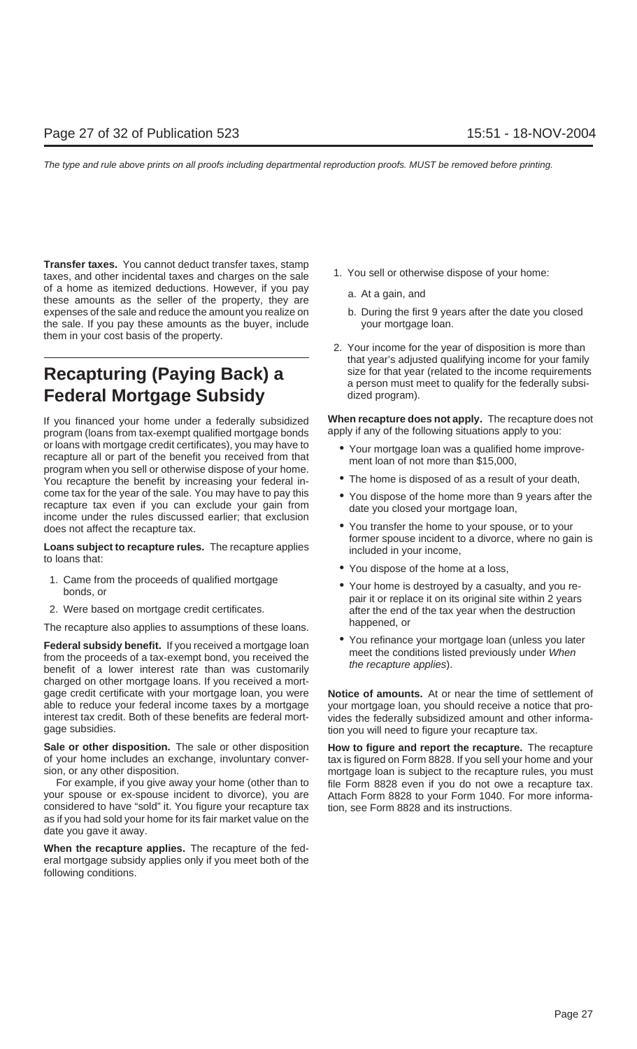**Transfer taxes.** You cannot deduct transfer taxes, stamp taxes, and other incidental taxes and charges on the sale of a home as itemized deductions. However, if you pay these amounts as the seller of the property, they are expenses of the sale and reduce the amount you realize on the sale. If you pay these amounts as the buyer, include them in your cost basis of the property.

# Recapturing (Paying Back) a Federal Mortgage Subsidy

If you financed your home under a federally subsidized program (loans from tax-exempt qualified mortgage bonds or loans with mortgage credit certificates), you may have to recapture all or part of the benefit you received from that program when you sell or otherwise dispose of your home. You recapture the benefit by increasing your federal income tax for the year of the sale. You may have to pay this recapture tax even if you can exclude your gain from income under the rules discussed earlier; that exclusion does not affect the recapture tax.

**Loans subject to recapture rules.** The recapture applies to loans that:

1. Came from the proceeds of qualified mortgage bonds, or
2. Were based on mortgage credit certificates.

The recapture also applies to assumptions of these loans.

**Federal subsidy benefit.** If you received a mortgage loan from the proceeds of a tax-exempt bond, you received the benefit of a lower interest rate than was customarily charged on other mortgage loans. If you received a mortgage credit certificate with your mortgage loan, you were able to reduce your federal income taxes by a mortgage interest tax credit. Both of these benefits are federal mortgage subsidies.

**Sale or other disposition.** The sale or other disposition of your home includes an exchange, involuntary conversion, or any other disposition.

For example, if you give away your home (other than to your spouse or ex-spouse incident to divorce), you are considered to have "sold" it. You figure your recapture tax as if you had sold your home for its fair market value on the date you gave it away.

**When the recapture applies.** The recapture of the federal mortgage subsidy applies only if you meet both of the following conditions.

1. You sell or otherwise dispose of your home:
   a. At a gain, and
   b. During the first 9 years after the date you closed your mortgage loan.
2. Your income for the year of disposition is more than that year's adjusted qualifying income for your family size for that year (related to the income requirements a person must meet to qualify for the federally subsidized program).

**When recapture does not apply.** The recapture does not apply if any of the following situations apply to you:

- Your mortgage loan was a qualified home improvement loan of not more than $15,000,
- The home is disposed of as a result of your death,
- You dispose of the home more than 9 years after the date you closed your mortgage loan,
- You transfer the home to your spouse, or to your former spouse incident to a divorce, where no gain is included in your income,
- You dispose of the home at a loss,
- Your home is destroyed by a casualty, and you repair it or replace it on its original site within 2 years after the end of the tax year when the destruction happened, or
- You refinance your mortgage loan (unless you later meet the conditions listed previously under *When the recapture applies*).

**Notice of amounts.** At or near the time of settlement of your mortgage loan, you should receive a notice that provides the federally subsidized amount and other information you will need to figure your recapture tax.

**How to figure and report the recapture.** The recapture tax is figured on Form 8828. If you sell your home and your mortgage loan is subject to the recapture rules, you must file Form 8828 even if you do not owe a recapture tax. Attach Form 8828 to your Form 1040. For more information, see Form 8828 and its instructions.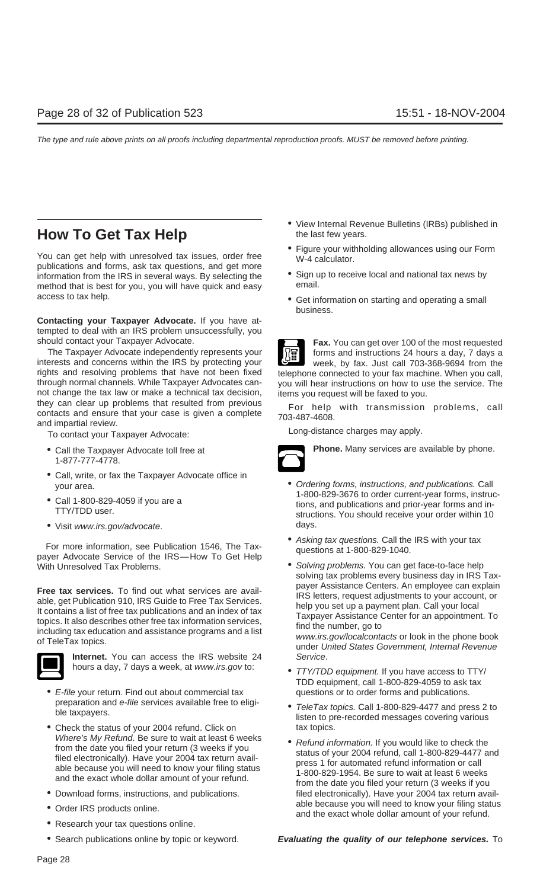# How To Get Tax Help

You can get help with unresolved tax issues, order free publications and forms, ask tax questions, and get more information from the IRS in several ways. By selecting the method that is best for you, you will have quick and easy access to tax help.

**Contacting your Taxpayer Advocate.** If you have attempted to deal with an IRS problem unsuccessfully, you should contact your Taxpayer Advocate.

The Taxpayer Advocate independently represents your interests and concerns within the IRS by protecting your rights and resolving problems that have not been fixed through normal channels. While Taxpayer Advocates cannot change the tax law or make a technical tax decision, they can clear up problems that resulted from previous contacts and ensure that your case is given a complete and impartial review.

To contact your Taxpayer Advocate:

- Call the Taxpayer Advocate toll free at 1-877-777-4778.
- Call, write, or fax the Taxpayer Advocate office in your area.
- Call 1-800-829-4059 if you are a TTY/TDD user.
- Visit *www.irs.gov/advocate*.

For more information, see Publication 1546, The Taxpayer Advocate Service of the IRS—How To Get Help With Unresolved Tax Problems.

**Free tax services.** To find out what services are available, get Publication 910, IRS Guide to Free Tax Services. It contains a list of free tax publications and an index of tax topics. It also describes other free tax information services, including tax education and assistance programs and a list of TeleTax topics.

**Internet.** You can access the IRS website 24 hours a day, 7 days a week, at *www.irs.gov* to:

- *E-file* your return. Find out about commercial tax preparation and *e-file* services available free to eligible taxpayers.
- Check the status of your 2004 refund. Click on *Where's My Refund*. Be sure to wait at least 6 weeks from the date you filed your return (3 weeks if you filed electronically). Have your 2004 tax return available because you will need to know your filing status and the exact whole dollar amount of your refund.
- Download forms, instructions, and publications.
- Order IRS products online.
- Research your tax questions online.
- Search publications online by topic or keyword.
- View Internal Revenue Bulletins (IRBs) published in the last few years.
- Figure your withholding allowances using our Form W-4 calculator.
- Sign up to receive local and national tax news by email.
- Get information on starting and operating a small business.

**Fax.** You can get over 100 of the most requested forms and instructions 24 hours a day, 7 days a week, by fax. Just call 703-368-9694 from the telephone connected to your fax machine. When you call, you will hear instructions on how to use the service. The items you request will be faxed to you.

For help with transmission problems, call 703-487-4608.

Long-distance charges may apply.

**Phone.** Many services are available by phone.

- *Ordering forms, instructions, and publications.* Call 1-800-829-3676 to order current-year forms, instructions, and publications and prior-year forms and instructions. You should receive your order within 10 days.
- *Asking tax questions.* Call the IRS with your tax questions at 1-800-829-1040.
- *Solving problems.* You can get face-to-face help solving tax problems every business day in IRS Taxpayer Assistance Centers. An employee can explain IRS letters, request adjustments to your account, or help you set up a payment plan. Call your local Taxpayer Assistance Center for an appointment. To find the number, go to *www.irs.gov/localcontacts* or look in the phone book under *United States Government, Internal Revenue Service*.
- *TTY/TDD equipment.* If you have access to TTY/TDD equipment, call 1-800-829-4059 to ask tax questions or to order forms and publications.
- *TeleTax topics.* Call 1-800-829-4477 and press 2 to listen to pre-recorded messages covering various tax topics.
- *Refund information.* If you would like to check the status of your 2004 refund, call 1-800-829-4477 and press 1 for automated refund information or call 1-800-829-1954. Be sure to wait at least 6 weeks from the date you filed your return (3 weeks if you filed electronically). Have your 2004 tax return available because you will need to know your filing status and the exact whole dollar amount of your refund.

***Evaluating the quality of our telephone services.*** To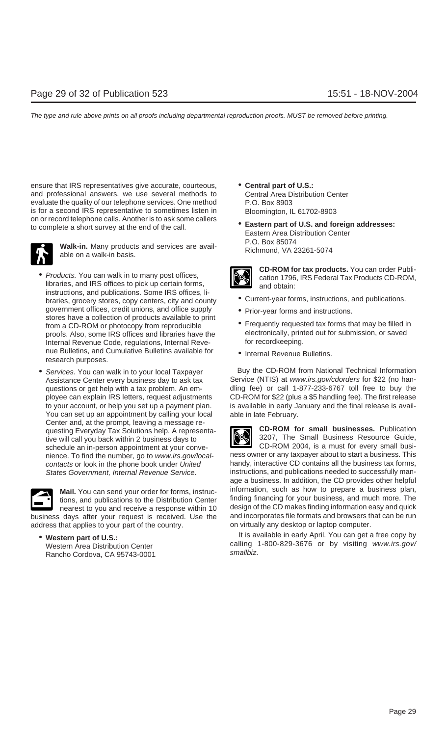ensure that IRS representatives give accurate, courteous, and professional answers, we use several methods to evaluate the quality of our telephone services. One method is for a second IRS representative to sometimes listen in on or record telephone calls. Another is to ask some callers to complete a short survey at the end of the call.

**Walk-in.** Many products and services are available on a walk-in basis.

- *Products.* You can walk in to many post offices, libraries, and IRS offices to pick up certain forms, instructions, and publications. Some IRS offices, libraries, grocery stores, copy centers, city and county government offices, credit unions, and office supply stores have a collection of products available to print from a CD-ROM or photocopy from reproducible proofs. Also, some IRS offices and libraries have the Internal Revenue Code, regulations, Internal Revenue Bulletins, and Cumulative Bulletins available for research purposes.
- *Services.* You can walk in to your local Taxpayer Assistance Center every business day to ask tax questions or get help with a tax problem. An employee can explain IRS letters, request adjustments to your account, or help you set up a payment plan. You can set up an appointment by calling your local Center and, at the prompt, leaving a message requesting Everyday Tax Solutions help. A representative will call you back within 2 business days to schedule an in-person appointment at your convenience. To find the number, go to *www.irs.gov/localcontacts* or look in the phone book under *United States Government, Internal Revenue Service*.

**Mail.** You can send your order for forms, instructions, and publications to the Distribution Center nearest to you and receive a response within 10 business days after your request is received. Use the address that applies to your part of the country.

- **Western part of U.S.:**
  Western Area Distribution Center
  Rancho Cordova, CA 95743-0001
- **Central part of U.S.:**
  Central Area Distribution Center
  P.O. Box 8903
  Bloomington, IL 61702-8903
- **Eastern part of U.S. and foreign addresses:**
  Eastern Area Distribution Center
  P.O. Box 85074
  Richmond, VA 23261-5074

**CD-ROM for tax products.** You can order Publication 1796, IRS Federal Tax Products CD-ROM, and obtain:

- Current-year forms, instructions, and publications.
- Prior-year forms and instructions.
- Frequently requested tax forms that may be filled in electronically, printed out for submission, or saved for recordkeeping.
- Internal Revenue Bulletins.

Buy the CD-ROM from National Technical Information Service (NTIS) at *www.irs.gov/cdorders* for $22 (no handling fee) or call 1-877-233-6767 toll free to buy the CD-ROM for $22 (plus a $5 handling fee). The first release is available in early January and the final release is available in late February.

**CD-ROM for small businesses.** Publication 3207, The Small Business Resource Guide, CD-ROM 2004, is a must for every small business owner or any taxpayer about to start a business. This handy, interactive CD contains all the business tax forms, instructions, and publications needed to successfully manage a business. In addition, the CD provides other helpful information, such as how to prepare a business plan, finding financing for your business, and much more. The design of the CD makes finding information easy and quick and incorporates file formats and browsers that can be run on virtually any desktop or laptop computer.

It is available in early April. You can get a free copy by calling 1-800-829-3676 or by visiting *www.irs.gov/smallbiz*.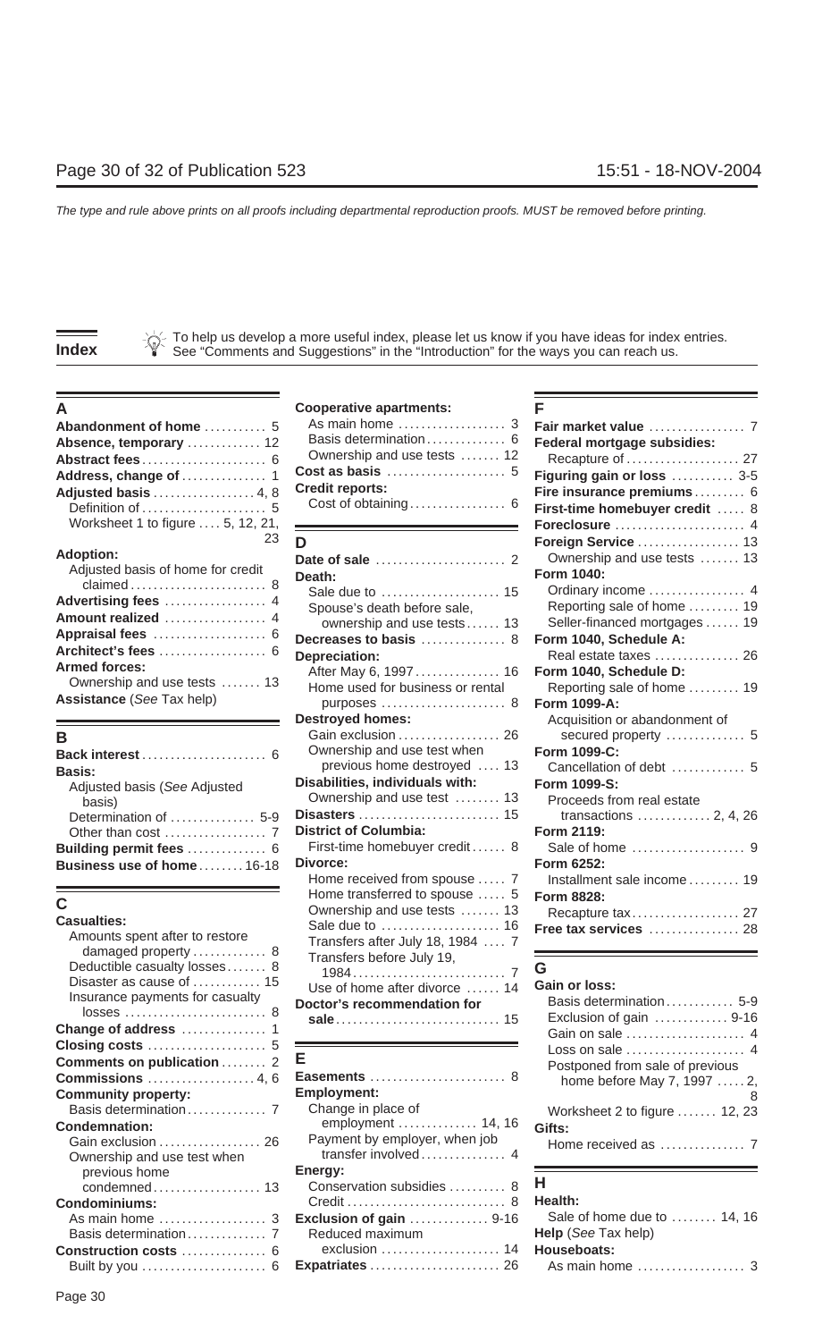The type and rule above prints on all proofs including departmental reproduction proofs. MUST be removed before printing.

# Index

To help us develop a more useful index, please let us know if you have ideas for index entries. See "Comments and Suggestions" in the "Introduction" for the ways you can reach us.

## A

**Abandonment of home** ........... 5
**Absence, temporary** ............. 12
**Abstract fees** ...................... 6
**Address, change of** .............. 1
**Adjusted basis** .................. 4, 8
- Definition of ...................... 5
- Worksheet 1 to figure .... 5, 12, 21, 23

**Adoption:**
- Adjusted basis of home for credit claimed ........................ 8

**Advertising fees** ................. 4
**Amount realized** ................. 4
**Appraisal fees** .................... 6
**Architect's fees** .................. 6
**Armed forces:**
- Ownership and use tests ....... 13

**Assistance** (See Tax help)

## B

**Back interest** ...................... 6
**Basis:**
- Adjusted basis (See Adjusted basis)
- Determination of ............... 5-9
- Other than cost .................. 7

**Building permit fees** .............. 6
**Business use of home** ........ 16-18

## C

**Casualties:**
- Amounts spent after to restore damaged property ............ 8
- Deductible casualty losses ....... 8
- Disaster as cause of ............ 15
- Insurance payments for casualty losses ......................... 8

**Change of address** ............... 1
**Closing costs** ..................... 5
**Comments on publication** ........ 2
**Commissions** .................. 4, 6
**Community property:**
- Basis determination .............. 7

**Condemnation:**
- Gain exclusion .................. 26
- Ownership and use test when previous home condemned .................. 13

**Condominiums:**
- As main home ................... 3
- Basis determination .............. 7

**Construction costs** ............... 6
- Built by you ....................... 6

**Cooperative apartments:**
- As main home ................... 3
- Basis determination ............. 6
- Ownership and use tests ....... 12

**Cost as basis** ..................... 5
**Credit reports:**
- Cost of obtaining ................ 6

## D

**Date of sale** ....................... 2
**Death:**
- Sale due to ..................... 15
- Spouse's death before sale, ownership and use tests ...... 13

**Decreases to basis** ............... 8
**Depreciation:**
- After May 6, 1997 ............... 16
- Home used for business or rental purposes ...................... 8

**Destroyed homes:**
- Gain exclusion .................. 26
- Ownership and use test when previous home destroyed .... 13

**Disabilities, individuals with:**
- Ownership and use test ........ 13

**Disasters** ......................... 15
**District of Columbia:**
- First-time homebuyer credit ...... 8

**Divorce:**
- Home received from spouse ..... 7
- Home transferred to spouse ..... 5
- Ownership and use tests ....... 13
- Sale due to ..................... 16
- Transfers after July 18, 1984 .... 7
- Transfers before July 19, 1984 .......................... 7
- Use of home after divorce ...... 14

**Doctor's recommendation for sale** ............................ 15

## E

**Easements** ........................ 8
**Employment:**
- Change in place of employment .............. 14, 16
- Payment by employer, when job transfer involved ............... 4

**Energy:**
- Conservation subsidies .......... 8
- Credit ............................ 8

**Exclusion of gain** ............. 9-16
- Reduced maximum exclusion ..................... 14

**Expatriates** ....................... 26

## F

**Fair market value** ................. 7
**Federal mortgage subsidies:**
- Recapture of .................... 27

**Figuring gain or loss** ........... 3-5
**Fire insurance premiums** ......... 6
**First-time homebuyer credit** ..... 8
**Foreclosure** ....................... 4
**Foreign Service** .................. 13
- Ownership and use tests ....... 13

**Form 1040:**
- Ordinary income ................. 4
- Reporting sale of home ......... 19
- Seller-financed mortgages ...... 19

**Form 1040, Schedule A:**
- Real estate taxes ............... 26

**Form 1040, Schedule D:**
- Reporting sale of home ......... 19

**Form 1099-A:**
- Acquisition or abandonment of secured property .............. 5

**Form 1099-C:**
- Cancellation of debt ............. 5

**Form 1099-S:**
- Proceeds from real estate transactions ............. 2, 4, 26

**Form 2119:**
- Sale of home .................... 9

**Form 6252:**
- Installment sale income ......... 19

**Form 8828:**
- Recapture tax ................... 27

**Free tax services** ................ 28

## G

**Gain or loss:**
- Basis determination ............ 5-9
- Exclusion of gain ............. 9-16
- Gain on sale ..................... 4
- Loss on sale ..................... 4
- Postponed from sale of previous home before May 7, 1997 ..... 2, 8
- Worksheet 2 to figure ....... 12, 23

**Gifts:**
- Home received as ............... 7

## H

**Health:**
- Sale of home due to ........ 14, 16

**Help** (See Tax help)
**Houseboats:**
- As main home ................... 3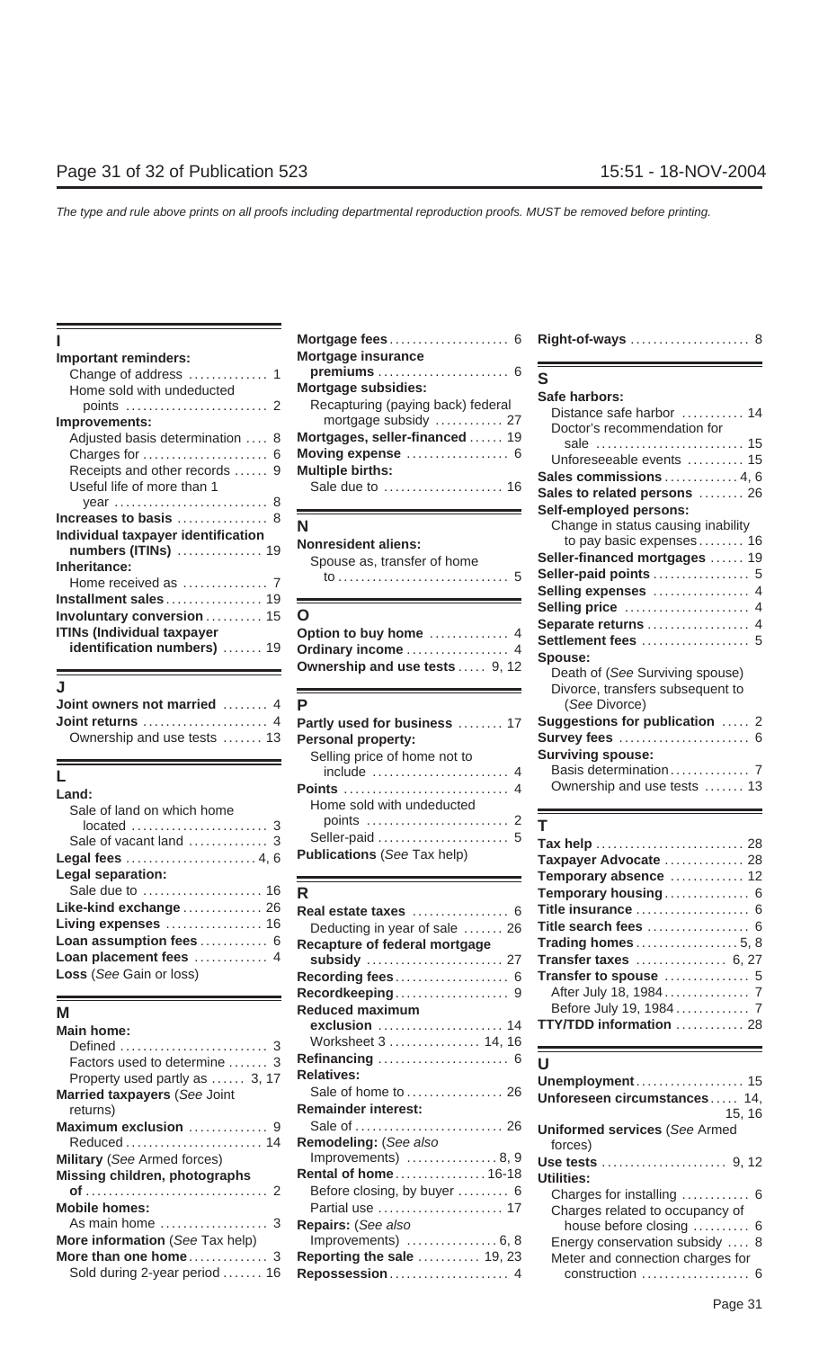## I

**Important reminders:**
- Change of address .............. 1
- Home sold with undeducted points .......................... 2

**Improvements:**
- Adjusted basis determination .... 8
- Charges for ....................... 6
- Receipts and other records ...... 9
- Useful life of more than 1 year ........................... 8

**Increases to basis** ................ 8

**Individual taxpayer identification numbers (ITINs)** ............... 19

**Inheritance:**
- Home received as ............... 7

**Installment sales** ................. 19

**Involuntary conversion** .......... 15

**ITINs (Individual taxpayer identification numbers)** ....... 19

## J

**Joint owners not married** ........ 4

**Joint returns** ...................... 4
- Ownership and use tests ....... 13

## L

**Land:**
- Sale of land on which home located ........................ 3
- Sale of vacant land .............. 3

**Legal fees** ....................... 4, 6

**Legal separation:**
- Sale due to ..................... 16

**Like-kind exchange** .............. 26

**Living expenses** ................. 16

**Loan assumption fees** ............ 6

**Loan placement fees** ............. 4

**Loss** (*See* Gain or loss)

## M

**Main home:**
- Defined .......................... 3
- Factors used to determine ....... 3
- Property used partly as ...... 3, 17

**Married taxpayers** (*See* Joint returns)

**Maximum exclusion** .............. 9
- Reduced ......................... 14

**Military** (*See* Armed forces)

**Missing children, photographs of** ................................ 2

**Mobile homes:**
- As main home ................... 3

**More information** (*See* Tax help)

**More than one home** .............. 3
- Sold during 2-year period ....... 16

**Mortgage fees** ..................... 6

**Mortgage insurance premiums** ....................... 6

**Mortgage subsidies:**
- Recapturing (paying back) federal mortgage subsidy ............ 27

**Mortgages, seller-financed** ...... 19

**Moving expense** .................. 6

**Multiple births:**
- Sale due to ..................... 16

## N

**Nonresident aliens:**
- Spouse as, transfer of home to .............................. 5

## O

**Option to buy home** .............. 4

**Ordinary income** .................. 4

**Ownership and use tests** ..... 9, 12

## P

**Partly used for business** ........ 17

**Personal property:**
- Selling price of home not to include ........................ 4

**Points** ............................. 4
- Home sold with undeducted points ......................... 2
- Seller-paid ....................... 5

**Publications** (*See* Tax help)

## R

**Real estate taxes** ................ 6
- Deducting in year of sale ....... 26

**Recapture of federal mortgage subsidy** ........................ 27

**Recording fees** .................... 6

**Recordkeeping** .................... 9

**Reduced maximum exclusion** ...................... 14
- Worksheet 3 ................ 14, 16

**Refinancing** ....................... 6

**Relatives:**
- Sale of home to ................. 26

**Remainder interest:**
- Sale of .......................... 26

**Remodeling:** (*See also* Improvements) ................ 8, 9

**Rental of home** ................ 16-18
- Before closing, by buyer ......... 6
- Partial use ...................... 17

**Repairs:** (*See also* Improvements) ................ 6, 8

**Reporting the sale** ........... 19, 23

**Repossession** ..................... 4

**Right-of-ways** ..................... 8

## S

**Safe harbors:**
- Distance safe harbor ........... 14
- Doctor's recommendation for sale .......................... 15
- Unforeseeable events .......... 15

**Sales commissions** ............. 4, 6

**Sales to related persons** ........ 26

**Self-employed persons:**
- Change in status causing inability to pay basic expenses ........ 16

**Seller-financed mortgages** ...... 19

**Seller-paid points** ................. 5

**Selling expenses** ................. 4

**Selling price** ...................... 4

**Separate returns** .................. 4

**Settlement fees** ................... 5

**Spouse:**
- Death of (*See* Surviving spouse)
- Divorce, transfers subsequent to (*See* Divorce)

**Suggestions for publication** ..... 2

**Survey fees** ....................... 6

**Surviving spouse:**
- Basis determination .............. 7
- Ownership and use tests ....... 13

## T

**Tax help** .......................... 28

**Taxpayer Advocate** .............. 28

**Temporary absence** ............. 12

**Temporary housing** ............... 6

**Title insurance** .................... 6

**Title search fees** .................. 6

**Trading homes** .................. 5, 8

**Transfer taxes** ................ 6, 27

**Transfer to spouse** ............... 5
- After July 18, 1984 ............... 7
- Before July 19, 1984 ............. 7

**TTY/TDD information** ............ 28

## U

**Unemployment** ................... 15

**Unforeseen circumstances** ..... 14, 15, 16

**Uniformed services** (*See* Armed forces)

**Use tests** ...................... 9, 12

**Utilities:**
- Charges for installing ............ 6
- Charges related to occupancy of house before closing .......... 6
- Energy conservation subsidy .... 8
- Meter and connection charges for construction ................... 6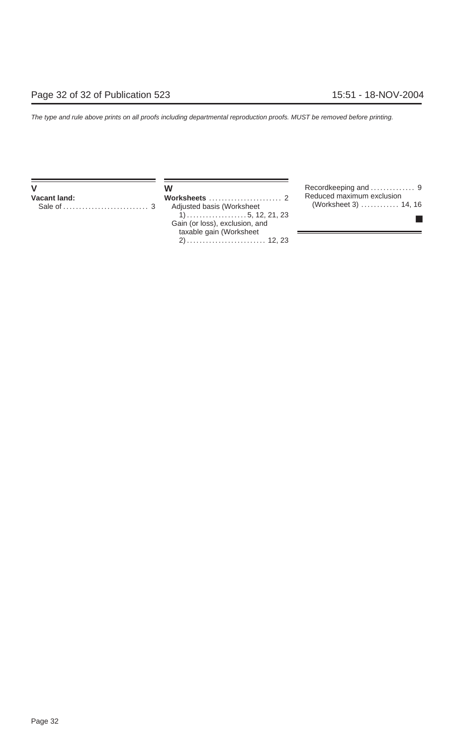**V**

**Vacant land:**
- Sale of .......................... 3

**W**

**Worksheets** ...................... 2
- Adjusted basis (Worksheet 1) .................. 5, 12, 21, 23
- Gain (or loss), exclusion, and taxable gain (Worksheet 2) ........................ 12, 23
- Recordkeeping and ............. 9
- Reduced maximum exclusion (Worksheet 3) ........... 14, 16

■